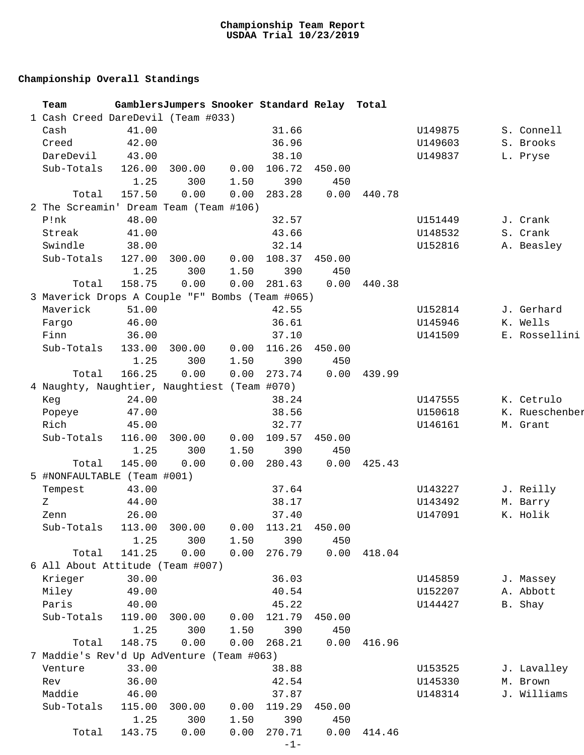# Championship Team Report
## USDAA Trial 10/23/2019

### Championship Overall Standings

| | Team | Gamblers | Jumpers | Snooker | Standard | Relay | Total | | |
|---|---|---|---|---|---|---|---|---|---|
| 1 | Cash Creed DareDevil (Team #033) | | | | | | | | |
| | Cash | 41.00 | | | 31.66 | | | U149875 | S. Connell |
| | Creed | 42.00 | | | 36.96 | | | U149603 | S. Brooks |
| | DareDevil | 43.00 | | | 38.10 | | | U149837 | L. Pryse |
| | Sub-Totals | 126.00 | 300.00 | 0.00 | 106.72 | 450.00 | | | |
| | | 1.25 | 300 | 1.50 | 390 | 450 | | | |
| | Total | 157.50 | 0.00 | 0.00 | 283.28 | 0.00 | 440.78 | | |
| 2 | The Screamin' Dream Team (Team #106) | | | | | | | | |
| | P!nk | 48.00 | | | 32.57 | | | U151449 | J. Crank |
| | Streak | 41.00 | | | 43.66 | | | U148532 | S. Crank |
| | Swindle | 38.00 | | | 32.14 | | | U152816 | A. Beasley |
| | Sub-Totals | 127.00 | 300.00 | 0.00 | 108.37 | 450.00 | | | |
| | | 1.25 | 300 | 1.50 | 390 | 450 | | | |
| | Total | 158.75 | 0.00 | 0.00 | 281.63 | 0.00 | 440.38 | | |
| 3 | Maverick Drops A Couple "F" Bombs (Team #065) | | | | | | | | |
| | Maverick | 51.00 | | | 42.55 | | | U152814 | J. Gerhard |
| | Fargo | 46.00 | | | 36.61 | | | U145946 | K. Wells |
| | Finn | 36.00 | | | 37.10 | | | U141509 | E. Rossellini |
| | Sub-Totals | 133.00 | 300.00 | 0.00 | 116.26 | 450.00 | | | |
| | | 1.25 | 300 | 1.50 | 390 | 450 | | | |
| | Total | 166.25 | 0.00 | 0.00 | 273.74 | 0.00 | 439.99 | | |
| 4 | Naughty, Naughtier, Naughtiest (Team #070) | | | | | | | | |
| | Keg | 24.00 | | | 38.24 | | | U147555 | K. Cetrulo |
| | Popeye | 47.00 | | | 38.56 | | | U150618 | K. Rueschenber |
| | Rich | 45.00 | | | 32.77 | | | U146161 | M. Grant |
| | Sub-Totals | 116.00 | 300.00 | 0.00 | 109.57 | 450.00 | | | |
| | | 1.25 | 300 | 1.50 | 390 | 450 | | | |
| | Total | 145.00 | 0.00 | 0.00 | 280.43 | 0.00 | 425.43 | | |
| 5 | #NONFAULTABLE (Team #001) | | | | | | | | |
| | Tempest | 43.00 | | | 37.64 | | | U143227 | J. Reilly |
| | Z | 44.00 | | | 38.17 | | | U143492 | M. Barry |
| | Zenn | 26.00 | | | 37.40 | | | U147091 | K. Holik |
| | Sub-Totals | 113.00 | 300.00 | 0.00 | 113.21 | 450.00 | | | |
| | | 1.25 | 300 | 1.50 | 390 | 450 | | | |
| | Total | 141.25 | 0.00 | 0.00 | 276.79 | 0.00 | 418.04 | | |
| 6 | All About Attitude (Team #007) | | | | | | | | |
| | Krieger | 30.00 | | | 36.03 | | | U145859 | J. Massey |
| | Miley | 49.00 | | | 40.54 | | | U152207 | A. Abbott |
| | Paris | 40.00 | | | 45.22 | | | U144427 | B. Shay |
| | Sub-Totals | 119.00 | 300.00 | 0.00 | 121.79 | 450.00 | | | |
| | | 1.25 | 300 | 1.50 | 390 | 450 | | | |
| | Total | 148.75 | 0.00 | 0.00 | 268.21 | 0.00 | 416.96 | | |
| 7 | Maddie's Rev'd Up AdVenture (Team #063) | | | | | | | | |
| | Venture | 33.00 | | | 38.88 | | | U153525 | J. Lavalley |
| | Rev | 36.00 | | | 42.54 | | | U145330 | M. Brown |
| | Maddie | 46.00 | | | 37.87 | | | U148314 | J. Williams |
| | Sub-Totals | 115.00 | 300.00 | 0.00 | 119.29 | 450.00 | | | |
| | | 1.25 | 300 | 1.50 | 390 | 450 | | | |
| | Total | 143.75 | 0.00 | 0.00 | 270.71 | 0.00 | 414.46 | | |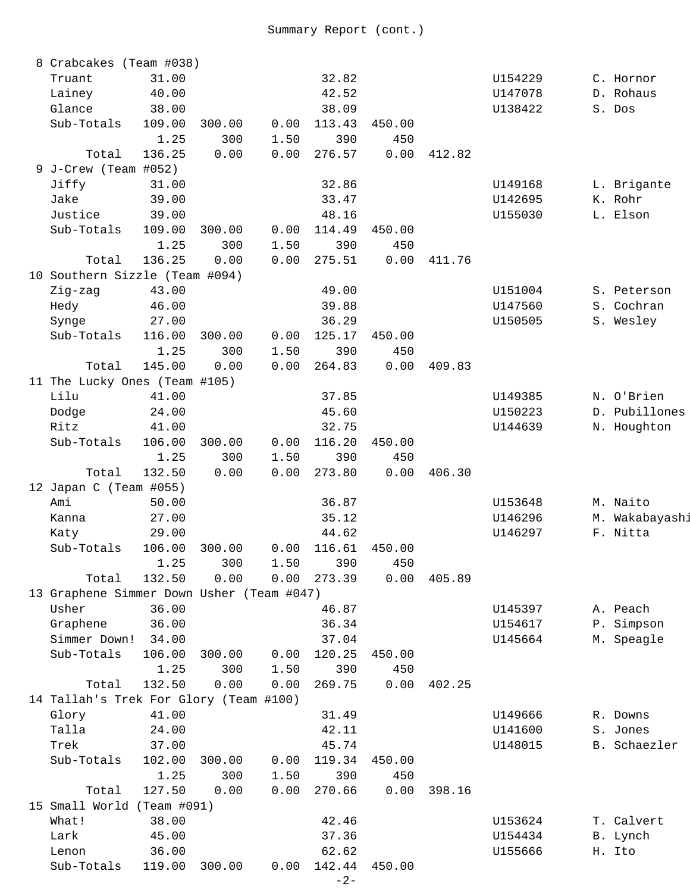Summary Report (cont.)

```
 8 Crabcakes (Team #038)
   Truant        31.00                  32.82                    U154229       C. Hornor
   Lainey        40.00                  42.52                    U147078       D. Rohaus
   Glance        38.00                  38.09                    U138422       S. Dos
   Sub-Totals   109.00  300.00    0.00  113.43  450.00
                  1.25     300    1.50     390     450
        Total   136.25    0.00    0.00  276.57    0.00  412.82
 9 J-Crew (Team #052)
   Jiffy         31.00                  32.86                    U149168       L. Brigante
   Jake          39.00                  33.47                    U142695       K. Rohr
   Justice       39.00                  48.16                    U155030       L. Elson
   Sub-Totals   109.00  300.00    0.00  114.49  450.00
                  1.25     300    1.50     390     450
        Total   136.25    0.00    0.00  275.51    0.00  411.76
10 Southern Sizzle (Team #094)
   Zig-zag       43.00                  49.00                    U151004       S. Peterson
   Hedy          46.00                  39.88                    U147560       S. Cochran
   Synge         27.00                  36.29                    U150505       S. Wesley
   Sub-Totals   116.00  300.00    0.00  125.17  450.00
                  1.25     300    1.50     390     450
        Total   145.00    0.00    0.00  264.83    0.00  409.83
11 The Lucky Ones (Team #105)
   Lilu          41.00                  37.85                    U149385       N. O'Brien
   Dodge         24.00                  45.60                    U150223       D. Pubillones
   Ritz          41.00                  32.75                    U144639       N. Houghton
   Sub-Totals   106.00  300.00    0.00  116.20  450.00
                  1.25     300    1.50     390     450
        Total   132.50    0.00    0.00  273.80    0.00  406.30
12 Japan C (Team #055)
   Ami           50.00                  36.87                    U153648       M. Naito
   Kanna         27.00                  35.12                    U146296       M. Wakabayashi
   Katy          29.00                  44.62                    U146297       F. Nitta
   Sub-Totals   106.00  300.00    0.00  116.61  450.00
                  1.25     300    1.50     390     450
        Total   132.50    0.00    0.00  273.39    0.00  405.89
13 Graphene Simmer Down Usher (Team #047)
   Usher         36.00                  46.87                    U145397       A. Peach
   Graphene      36.00                  36.34                    U154617       P. Simpson
   Simmer Down!  34.00                  37.04                    U145664       M. Speagle
   Sub-Totals   106.00  300.00    0.00  120.25  450.00
                  1.25     300    1.50     390     450
        Total   132.50    0.00    0.00  269.75    0.00  402.25
14 Tallah's Trek For Glory (Team #100)
   Glory         41.00                  31.49                    U149666       R. Downs
   Talla         24.00                  42.11                    U141600       S. Jones
   Trek          37.00                  45.74                    U148015       B. Schaezler
   Sub-Totals   102.00  300.00    0.00  119.34  450.00
                  1.25     300    1.50     390     450
        Total   127.50    0.00    0.00  270.66    0.00  398.16
15 Small World (Team #091)
   What!         38.00                  42.46                    U153624       T. Calvert
   Lark          45.00                  37.36                    U154434       B. Lynch
   Lenon         36.00                  62.62                    U155666       H. Ito
   Sub-Totals   119.00  300.00    0.00  142.44  450.00
```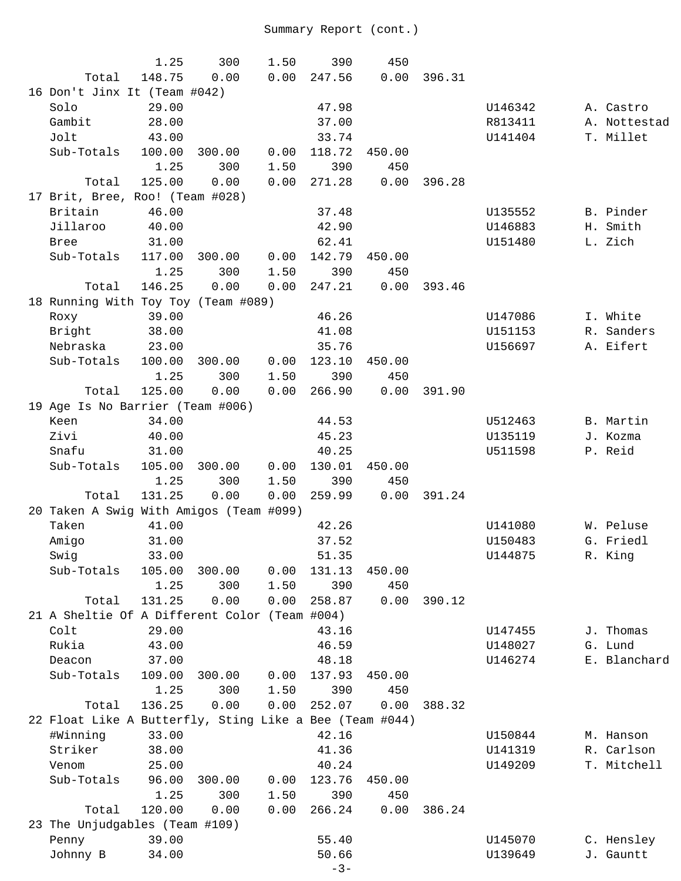Summary Report (cont.)

| | | | | | | | | |
|---|---|---|---|---|---|---|---|---|
| | 1.25 | 300 | 1.50 | 390 | 450 | | | |
| Total | 148.75 | 0.00 | 0.00 | 247.56 | 0.00 | 396.31 | | |
| **16 Don't Jinx It (Team #042)** | | | | | | | | |
| Solo | 29.00 | | | 47.98 | | | U146342 | A. Castro |
| Gambit | 28.00 | | | 37.00 | | | R813411 | A. Nottestad |
| Jolt | 43.00 | | | 33.74 | | | U141404 | T. Millet |
| Sub-Totals | 100.00 | 300.00 | 0.00 | 118.72 | 450.00 | | | |
| | 1.25 | 300 | 1.50 | 390 | 450 | | | |
| Total | 125.00 | 0.00 | 0.00 | 271.28 | 0.00 | 396.28 | | |
| **17 Brit, Bree, Roo! (Team #028)** | | | | | | | | |
| Britain | 46.00 | | | 37.48 | | | U135552 | B. Pinder |
| Jillaroo | 40.00 | | | 42.90 | | | U146883 | H. Smith |
| Bree | 31.00 | | | 62.41 | | | U151480 | L. Zich |
| Sub-Totals | 117.00 | 300.00 | 0.00 | 142.79 | 450.00 | | | |
| | 1.25 | 300 | 1.50 | 390 | 450 | | | |
| Total | 146.25 | 0.00 | 0.00 | 247.21 | 0.00 | 393.46 | | |
| **18 Running With Toy Toy (Team #089)** | | | | | | | | |
| Roxy | 39.00 | | | 46.26 | | | U147086 | I. White |
| Bright | 38.00 | | | 41.08 | | | U151153 | R. Sanders |
| Nebraska | 23.00 | | | 35.76 | | | U156697 | A. Eifert |
| Sub-Totals | 100.00 | 300.00 | 0.00 | 123.10 | 450.00 | | | |
| | 1.25 | 300 | 1.50 | 390 | 450 | | | |
| Total | 125.00 | 0.00 | 0.00 | 266.90 | 0.00 | 391.90 | | |
| **19 Age Is No Barrier (Team #006)** | | | | | | | | |
| Keen | 34.00 | | | 44.53 | | | U512463 | B. Martin |
| Zivi | 40.00 | | | 45.23 | | | U135119 | J. Kozma |
| Snafu | 31.00 | | | 40.25 | | | U511598 | P. Reid |
| Sub-Totals | 105.00 | 300.00 | 0.00 | 130.01 | 450.00 | | | |
| | 1.25 | 300 | 1.50 | 390 | 450 | | | |
| Total | 131.25 | 0.00 | 0.00 | 259.99 | 0.00 | 391.24 | | |
| **20 Taken A Swig With Amigos (Team #099)** | | | | | | | | |
| Taken | 41.00 | | | 42.26 | | | U141080 | W. Peluse |
| Amigo | 31.00 | | | 37.52 | | | U150483 | G. Friedl |
| Swig | 33.00 | | | 51.35 | | | U144875 | R. King |
| Sub-Totals | 105.00 | 300.00 | 0.00 | 131.13 | 450.00 | | | |
| | 1.25 | 300 | 1.50 | 390 | 450 | | | |
| Total | 131.25 | 0.00 | 0.00 | 258.87 | 0.00 | 390.12 | | |
| **21 A Sheltie Of A Different Color (Team #004)** | | | | | | | | |
| Colt | 29.00 | | | 43.16 | | | U147455 | J. Thomas |
| Rukia | 43.00 | | | 46.59 | | | U148027 | G. Lund |
| Deacon | 37.00 | | | 48.18 | | | U146274 | E. Blanchard |
| Sub-Totals | 109.00 | 300.00 | 0.00 | 137.93 | 450.00 | | | |
| | 1.25 | 300 | 1.50 | 390 | 450 | | | |
| Total | 136.25 | 0.00 | 0.00 | 252.07 | 0.00 | 388.32 | | |
| **22 Float Like A Butterfly, Sting Like a Bee (Team #044)** | | | | | | | | |
| #Winning | 33.00 | | | 42.16 | | | U150844 | M. Hanson |
| Striker | 38.00 | | | 41.36 | | | U141319 | R. Carlson |
| Venom | 25.00 | | | 40.24 | | | U149209 | T. Mitchell |
| Sub-Totals | 96.00 | 300.00 | 0.00 | 123.76 | 450.00 | | | |
| | 1.25 | 300 | 1.50 | 390 | 450 | | | |
| Total | 120.00 | 0.00 | 0.00 | 266.24 | 0.00 | 386.24 | | |
| **23 The Unjudgables (Team #109)** | | | | | | | | |
| Penny | 39.00 | | | 55.40 | | | U145070 | C. Hensley |
| Johnny B | 34.00 | | | 50.66 | | | U139649 | J. Gauntt |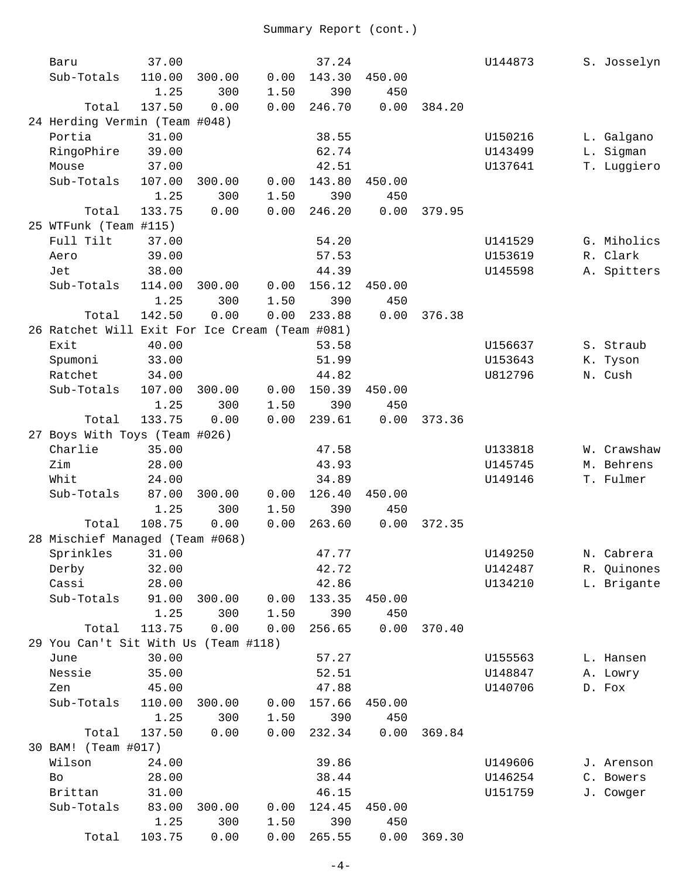Summary Report (cont.)

| | | | | | | | | |
|---|---|---|---|---|---|---|---|---|
| Baru | 37.00 | | | 37.24 | | | U144873 | S. Josselyn |
| Sub-Totals | 110.00 | 300.00 | 0.00 | 143.30 | 450.00 | | | |
| | 1.25 | 300 | 1.50 | 390 | 450 | | | |
| Total | 137.50 | 0.00 | 0.00 | 246.70 | 0.00 | 384.20 | | |
| 24 Herding Vermin (Team #048) | | | | | | | | |
| Portia | 31.00 | | | 38.55 | | | U150216 | L. Galgano |
| RingoPhire | 39.00 | | | 62.74 | | | U143499 | L. Sigman |
| Mouse | 37.00 | | | 42.51 | | | U137641 | T. Luggiero |
| Sub-Totals | 107.00 | 300.00 | 0.00 | 143.80 | 450.00 | | | |
| | 1.25 | 300 | 1.50 | 390 | 450 | | | |
| Total | 133.75 | 0.00 | 0.00 | 246.20 | 0.00 | 379.95 | | |
| 25 WTFunk (Team #115) | | | | | | | | |
| Full Tilt | 37.00 | | | 54.20 | | | U141529 | G. Miholics |
| Aero | 39.00 | | | 57.53 | | | U153619 | R. Clark |
| Jet | 38.00 | | | 44.39 | | | U145598 | A. Spitters |
| Sub-Totals | 114.00 | 300.00 | 0.00 | 156.12 | 450.00 | | | |
| | 1.25 | 300 | 1.50 | 390 | 450 | | | |
| Total | 142.50 | 0.00 | 0.00 | 233.88 | 0.00 | 376.38 | | |
| 26 Ratchet Will Exit For Ice Cream (Team #081) | | | | | | | | |
| Exit | 40.00 | | | 53.58 | | | U156637 | S. Straub |
| Spumoni | 33.00 | | | 51.99 | | | U153643 | K. Tyson |
| Ratchet | 34.00 | | | 44.82 | | | U812796 | N. Cush |
| Sub-Totals | 107.00 | 300.00 | 0.00 | 150.39 | 450.00 | | | |
| | 1.25 | 300 | 1.50 | 390 | 450 | | | |
| Total | 133.75 | 0.00 | 0.00 | 239.61 | 0.00 | 373.36 | | |
| 27 Boys With Toys (Team #026) | | | | | | | | |
| Charlie | 35.00 | | | 47.58 | | | U133818 | W. Crawshaw |
| Zim | 28.00 | | | 43.93 | | | U145745 | M. Behrens |
| Whit | 24.00 | | | 34.89 | | | U149146 | T. Fulmer |
| Sub-Totals | 87.00 | 300.00 | 0.00 | 126.40 | 450.00 | | | |
| | 1.25 | 300 | 1.50 | 390 | 450 | | | |
| Total | 108.75 | 0.00 | 0.00 | 263.60 | 0.00 | 372.35 | | |
| 28 Mischief Managed (Team #068) | | | | | | | | |
| Sprinkles | 31.00 | | | 47.77 | | | U149250 | N. Cabrera |
| Derby | 32.00 | | | 42.72 | | | U142487 | R. Quinones |
| Cassi | 28.00 | | | 42.86 | | | U134210 | L. Brigante |
| Sub-Totals | 91.00 | 300.00 | 0.00 | 133.35 | 450.00 | | | |
| | 1.25 | 300 | 1.50 | 390 | 450 | | | |
| Total | 113.75 | 0.00 | 0.00 | 256.65 | 0.00 | 370.40 | | |
| 29 You Can't Sit With Us (Team #118) | | | | | | | | |
| June | 30.00 | | | 57.27 | | | U155563 | L. Hansen |
| Nessie | 35.00 | | | 52.51 | | | U148847 | A. Lowry |
| Zen | 45.00 | | | 47.88 | | | U140706 | D. Fox |
| Sub-Totals | 110.00 | 300.00 | 0.00 | 157.66 | 450.00 | | | |
| | 1.25 | 300 | 1.50 | 390 | 450 | | | |
| Total | 137.50 | 0.00 | 0.00 | 232.34 | 0.00 | 369.84 | | |
| 30 BAM! (Team #017) | | | | | | | | |
| Wilson | 24.00 | | | 39.86 | | | U149606 | J. Arenson |
| Bo | 28.00 | | | 38.44 | | | U146254 | C. Bowers |
| Brittan | 31.00 | | | 46.15 | | | U151759 | J. Cowger |
| Sub-Totals | 83.00 | 300.00 | 0.00 | 124.45 | 450.00 | | | |
| | 1.25 | 300 | 1.50 | 390 | 450 | | | |
| Total | 103.75 | 0.00 | 0.00 | 265.55 | 0.00 | 369.30 | | |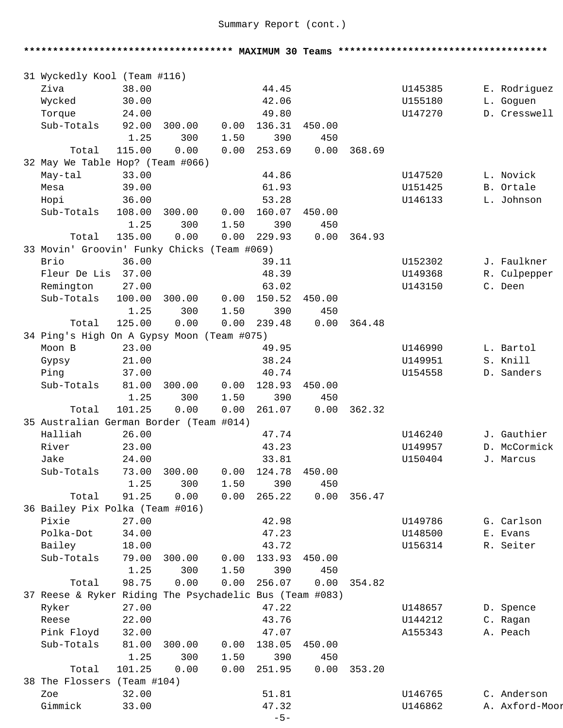Summary Report (cont.)

```
*********************************** MAXIMUM 30 Teams ***********************************

31 Wyckedly Kool (Team #116)
   Ziva          38.00                  44.45                     U145385       E. Rodriguez
   Wycked        30.00                  42.06                     U155180       L. Goguen
   Torque        24.00                  49.80                     U147270       D. Cresswell
   Sub-Totals    92.00  300.00    0.00  136.31  450.00
                  1.25     300    1.50     390     450
        Total   115.00    0.00    0.00  253.69    0.00  368.69
32 May We Table Hop? (Team #066)
   May-tal       33.00                  44.86                     U147520       L. Novick
   Mesa          39.00                  61.93                     U151425       B. Ortale
   Hopi          36.00                  53.28                     U146133       L. Johnson
   Sub-Totals   108.00  300.00    0.00  160.07  450.00
                  1.25     300    1.50     390     450
        Total   135.00    0.00    0.00  229.93    0.00  364.93
33 Movin' Groovin' Funky Chicks (Team #069)
   Brio          36.00                  39.11                     U152302       J. Faulkner
   Fleur De Lis  37.00                  48.39                     U149368       R. Culpepper
   Remington     27.00                  63.02                     U143150       C. Deen
   Sub-Totals   100.00  300.00    0.00  150.52  450.00
                  1.25     300    1.50     390     450
        Total   125.00    0.00    0.00  239.48    0.00  364.48
34 Ping's High On A Gypsy Moon (Team #075)
   Moon B        23.00                  49.95                     U146990       L. Bartol
   Gypsy         21.00                  38.24                     U149951       S. Knill
   Ping          37.00                  40.74                     U154558       D. Sanders
   Sub-Totals    81.00  300.00    0.00  128.93  450.00
                  1.25     300    1.50     390     450
        Total   101.25    0.00    0.00  261.07    0.00  362.32
35 Australian German Border (Team #014)
   Halliah       26.00                  47.74                     U146240       J. Gauthier
   River         23.00                  43.23                     U149957       D. McCormick
   Jake          24.00                  33.81                     U150404       J. Marcus
   Sub-Totals    73.00  300.00    0.00  124.78  450.00
                  1.25     300    1.50     390     450
        Total    91.25    0.00    0.00  265.22    0.00  356.47
36 Bailey Pix Polka (Team #016)
   Pixie         27.00                  42.98                     U149786       G. Carlson
   Polka-Dot     34.00                  47.23                     U148500       E. Evans
   Bailey        18.00                  43.72                     U156314       R. Seiter
   Sub-Totals    79.00  300.00    0.00  133.93  450.00
                  1.25     300    1.50     390     450
        Total    98.75    0.00    0.00  256.07    0.00  354.82
37 Reese & Ryker Riding The Psychadelic Bus (Team #083)
   Ryker         27.00                  47.22                     U148657       D. Spence
   Reese         22.00                  43.76                     U144212       C. Ragan
   Pink Floyd    32.00                  47.07                     A155343       A. Peach
   Sub-Totals    81.00  300.00    0.00  138.05  450.00
                  1.25     300    1.50     390     450
        Total   101.25    0.00    0.00  251.95    0.00  353.20
38 The Flossers (Team #104)
   Zoe           32.00                  51.81                     U146765       C. Anderson
   Gimmick       33.00                  47.32                     U146862       A. Axford-Moor
```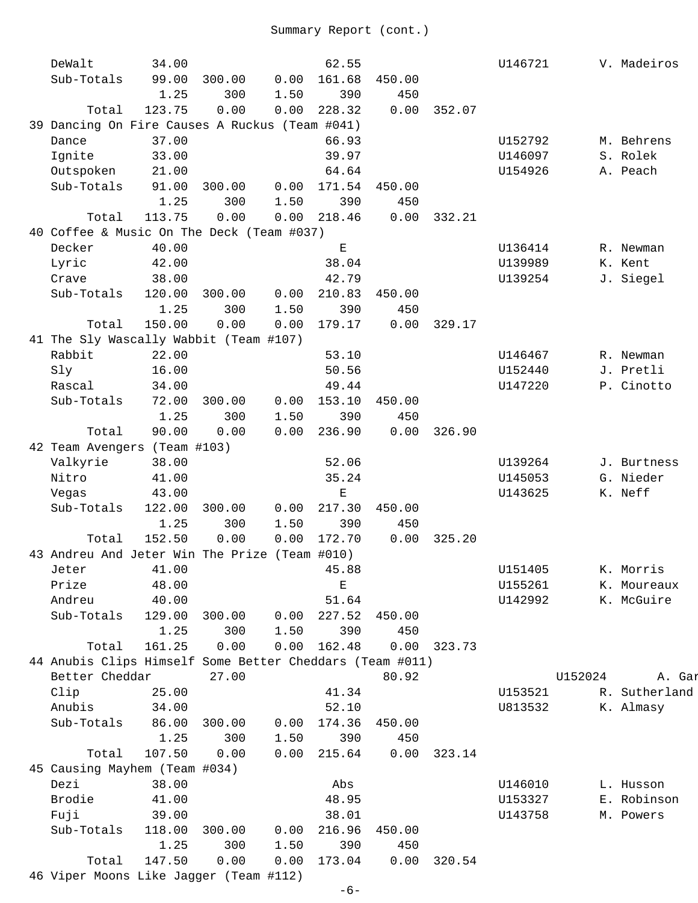Summary Report (cont.)

| | | | | | | | | |
|---|---|---|---|---|---|---|---|---|
| DeWalt | 34.00 | | | 62.55 | | | U146721 | V. Madeiros |
| Sub-Totals | 99.00 | 300.00 | 0.00 | 161.68 | 450.00 | | | |
| | 1.25 | 300 | 1.50 | 390 | 450 | | | |
| Total | 123.75 | 0.00 | 0.00 | 228.32 | 0.00 | 352.07 | | |
| **39 Dancing On Fire Causes A Ruckus (Team #041)** | | | | | | | | |
| Dance | 37.00 | | | 66.93 | | | U152792 | M. Behrens |
| Ignite | 33.00 | | | 39.97 | | | U146097 | S. Rolek |
| Outspoken | 21.00 | | | 64.64 | | | U154926 | A. Peach |
| Sub-Totals | 91.00 | 300.00 | 0.00 | 171.54 | 450.00 | | | |
| | 1.25 | 300 | 1.50 | 390 | 450 | | | |
| Total | 113.75 | 0.00 | 0.00 | 218.46 | 0.00 | 332.21 | | |
| **40 Coffee & Music On The Deck (Team #037)** | | | | | | | | |
| Decker | 40.00 | | | E | | | U136414 | R. Newman |
| Lyric | 42.00 | | | 38.04 | | | U139989 | K. Kent |
| Crave | 38.00 | | | 42.79 | | | U139254 | J. Siegel |
| Sub-Totals | 120.00 | 300.00 | 0.00 | 210.83 | 450.00 | | | |
| | 1.25 | 300 | 1.50 | 390 | 450 | | | |
| Total | 150.00 | 0.00 | 0.00 | 179.17 | 0.00 | 329.17 | | |
| **41 The Sly Wascally Wabbit (Team #107)** | | | | | | | | |
| Rabbit | 22.00 | | | 53.10 | | | U146467 | R. Newman |
| Sly | 16.00 | | | 50.56 | | | U152440 | J. Pretli |
| Rascal | 34.00 | | | 49.44 | | | U147220 | P. Cinotto |
| Sub-Totals | 72.00 | 300.00 | 0.00 | 153.10 | 450.00 | | | |
| | 1.25 | 300 | 1.50 | 390 | 450 | | | |
| Total | 90.00 | 0.00 | 0.00 | 236.90 | 0.00 | 326.90 | | |
| **42 Team Avengers (Team #103)** | | | | | | | | |
| Valkyrie | 38.00 | | | 52.06 | | | U139264 | J. Burtness |
| Nitro | 41.00 | | | 35.24 | | | U145053 | G. Nieder |
| Vegas | 43.00 | | | E | | | U143625 | K. Neff |
| Sub-Totals | 122.00 | 300.00 | 0.00 | 217.30 | 450.00 | | | |
| | 1.25 | 300 | 1.50 | 390 | 450 | | | |
| Total | 152.50 | 0.00 | 0.00 | 172.70 | 0.00 | 325.20 | | |
| **43 Andreu And Jeter Win The Prize (Team #010)** | | | | | | | | |
| Jeter | 41.00 | | | 45.88 | | | U151405 | K. Morris |
| Prize | 48.00 | | | E | | | U155261 | K. Moureaux |
| Andreu | 40.00 | | | 51.64 | | | U142992 | K. McGuire |
| Sub-Totals | 129.00 | 300.00 | 0.00 | 227.52 | 450.00 | | | |
| | 1.25 | 300 | 1.50 | 390 | 450 | | | |
| Total | 161.25 | 0.00 | 0.00 | 162.48 | 0.00 | 323.73 | | |
| **44 Anubis Clips Himself Some Better Cheddars (Team #011)** | | | | | | | | |
| Better Cheddar | 27.00 | | | 80.92 | | | U152024 | A. Gar |
| Clip | 25.00 | | | 41.34 | | | U153521 | R. Sutherland |
| Anubis | 34.00 | | | 52.10 | | | U813532 | K. Almasy |
| Sub-Totals | 86.00 | 300.00 | 0.00 | 174.36 | 450.00 | | | |
| | 1.25 | 300 | 1.50 | 390 | 450 | | | |
| Total | 107.50 | 0.00 | 0.00 | 215.64 | 0.00 | 323.14 | | |
| **45 Causing Mayhem (Team #034)** | | | | | | | | |
| Dezi | 38.00 | | | Abs | | | U146010 | L. Husson |
| Brodie | 41.00 | | | 48.95 | | | U153327 | E. Robinson |
| Fuji | 39.00 | | | 38.01 | | | U143758 | M. Powers |
| Sub-Totals | 118.00 | 300.00 | 0.00 | 216.96 | 450.00 | | | |
| | 1.25 | 300 | 1.50 | 390 | 450 | | | |
| Total | 147.50 | 0.00 | 0.00 | 173.04 | 0.00 | 320.54 | | |
| **46 Viper Moons Like Jagger (Team #112)** | | | | | | | | |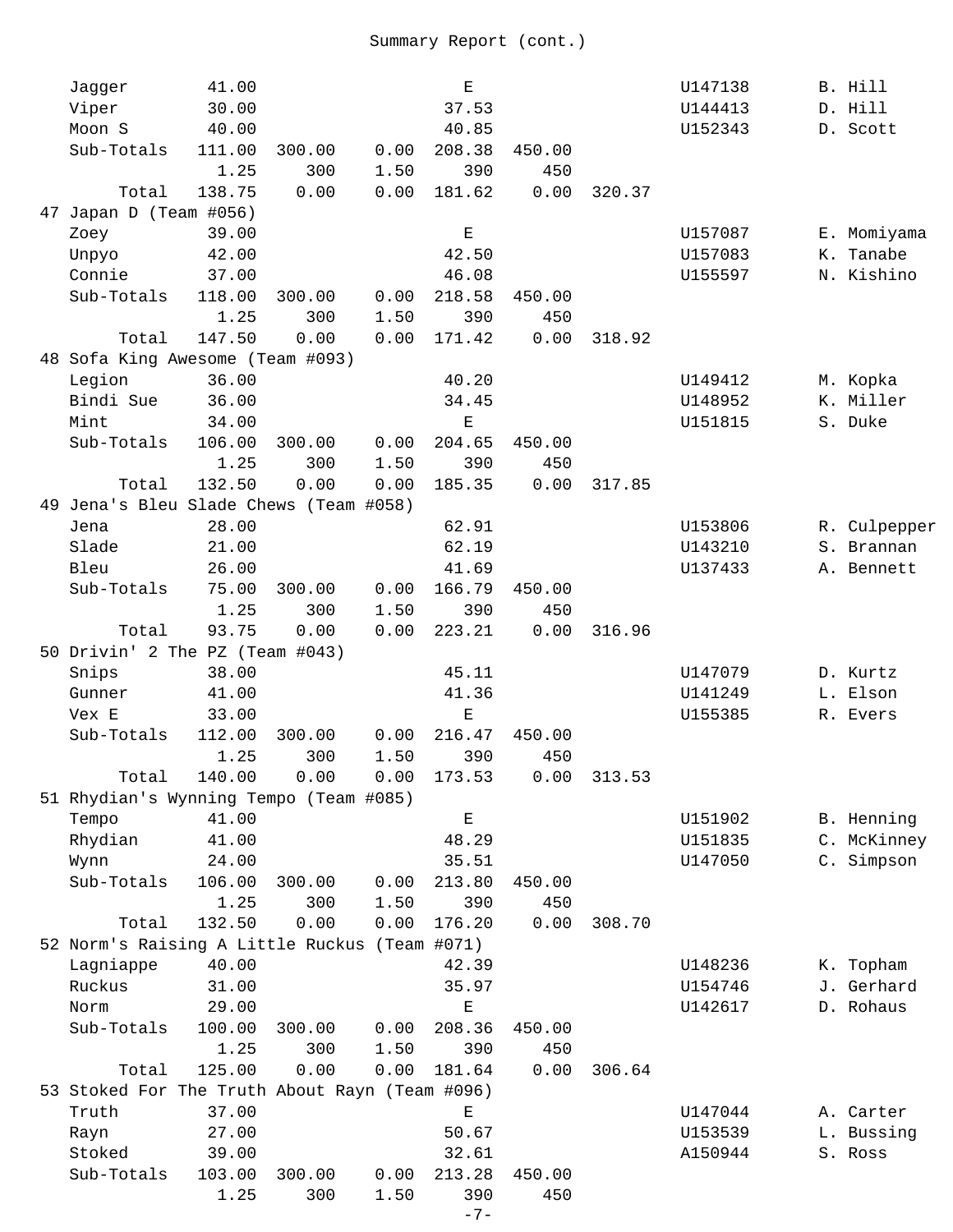Summary Report (cont.)

| | | | | | | | | |
|---|---|---|---|---|---|---|---|---|
| Jagger | 41.00 | | | E | | | U147138 | B. Hill |
| Viper | 30.00 | | | 37.53 | | | U144413 | D. Hill |
| Moon S | 40.00 | | | 40.85 | | | U152343 | D. Scott |
| Sub-Totals | 111.00 | 300.00 | 0.00 | 208.38 | 450.00 | | | |
| | 1.25 | 300 | 1.50 | 390 | 450 | | | |
| Total | 138.75 | 0.00 | 0.00 | 181.62 | 0.00 | 320.37 | | |
| **47 Japan D (Team #056)** | | | | | | | | |
| Zoey | 39.00 | | | E | | | U157087 | E. Momiyama |
| Unpyo | 42.00 | | | 42.50 | | | U157083 | K. Tanabe |
| Connie | 37.00 | | | 46.08 | | | U155597 | N. Kishino |
| Sub-Totals | 118.00 | 300.00 | 0.00 | 218.58 | 450.00 | | | |
| | 1.25 | 300 | 1.50 | 390 | 450 | | | |
| Total | 147.50 | 0.00 | 0.00 | 171.42 | 0.00 | 318.92 | | |
| **48 Sofa King Awesome (Team #093)** | | | | | | | | |
| Legion | 36.00 | | | 40.20 | | | U149412 | M. Kopka |
| Bindi Sue | 36.00 | | | 34.45 | | | U148952 | K. Miller |
| Mint | 34.00 | | | E | | | U151815 | S. Duke |
| Sub-Totals | 106.00 | 300.00 | 0.00 | 204.65 | 450.00 | | | |
| | 1.25 | 300 | 1.50 | 390 | 450 | | | |
| Total | 132.50 | 0.00 | 0.00 | 185.35 | 0.00 | 317.85 | | |
| **49 Jena's Bleu Slade Chews (Team #058)** | | | | | | | | |
| Jena | 28.00 | | | 62.91 | | | U153806 | R. Culpepper |
| Slade | 21.00 | | | 62.19 | | | U143210 | S. Brannan |
| Bleu | 26.00 | | | 41.69 | | | U137433 | A. Bennett |
| Sub-Totals | 75.00 | 300.00 | 0.00 | 166.79 | 450.00 | | | |
| | 1.25 | 300 | 1.50 | 390 | 450 | | | |
| Total | 93.75 | 0.00 | 0.00 | 223.21 | 0.00 | 316.96 | | |
| **50 Drivin' 2 The PZ (Team #043)** | | | | | | | | |
| Snips | 38.00 | | | 45.11 | | | U147079 | D. Kurtz |
| Gunner | 41.00 | | | 41.36 | | | U141249 | L. Elson |
| Vex E | 33.00 | | | E | | | U155385 | R. Evers |
| Sub-Totals | 112.00 | 300.00 | 0.00 | 216.47 | 450.00 | | | |
| | 1.25 | 300 | 1.50 | 390 | 450 | | | |
| Total | 140.00 | 0.00 | 0.00 | 173.53 | 0.00 | 313.53 | | |
| **51 Rhydian's Wynning Tempo (Team #085)** | | | | | | | | |
| Tempo | 41.00 | | | E | | | U151902 | B. Henning |
| Rhydian | 41.00 | | | 48.29 | | | U151835 | C. McKinney |
| Wynn | 24.00 | | | 35.51 | | | U147050 | C. Simpson |
| Sub-Totals | 106.00 | 300.00 | 0.00 | 213.80 | 450.00 | | | |
| | 1.25 | 300 | 1.50 | 390 | 450 | | | |
| Total | 132.50 | 0.00 | 0.00 | 176.20 | 0.00 | 308.70 | | |
| **52 Norm's Raising A Little Ruckus (Team #071)** | | | | | | | | |
| Lagniappe | 40.00 | | | 42.39 | | | U148236 | K. Topham |
| Ruckus | 31.00 | | | 35.97 | | | U154746 | J. Gerhard |
| Norm | 29.00 | | | E | | | U142617 | D. Rohaus |
| Sub-Totals | 100.00 | 300.00 | 0.00 | 208.36 | 450.00 | | | |
| | 1.25 | 300 | 1.50 | 390 | 450 | | | |
| Total | 125.00 | 0.00 | 0.00 | 181.64 | 0.00 | 306.64 | | |
| **53 Stoked For The Truth About Rayn (Team #096)** | | | | | | | | |
| Truth | 37.00 | | | E | | | U147044 | A. Carter |
| Rayn | 27.00 | | | 50.67 | | | U153539 | L. Bussing |
| Stoked | 39.00 | | | 32.61 | | | A150944 | S. Ross |
| Sub-Totals | 103.00 | 300.00 | 0.00 | 213.28 | 450.00 | | | |
| | 1.25 | 300 | 1.50 | 390 | 450 | | | |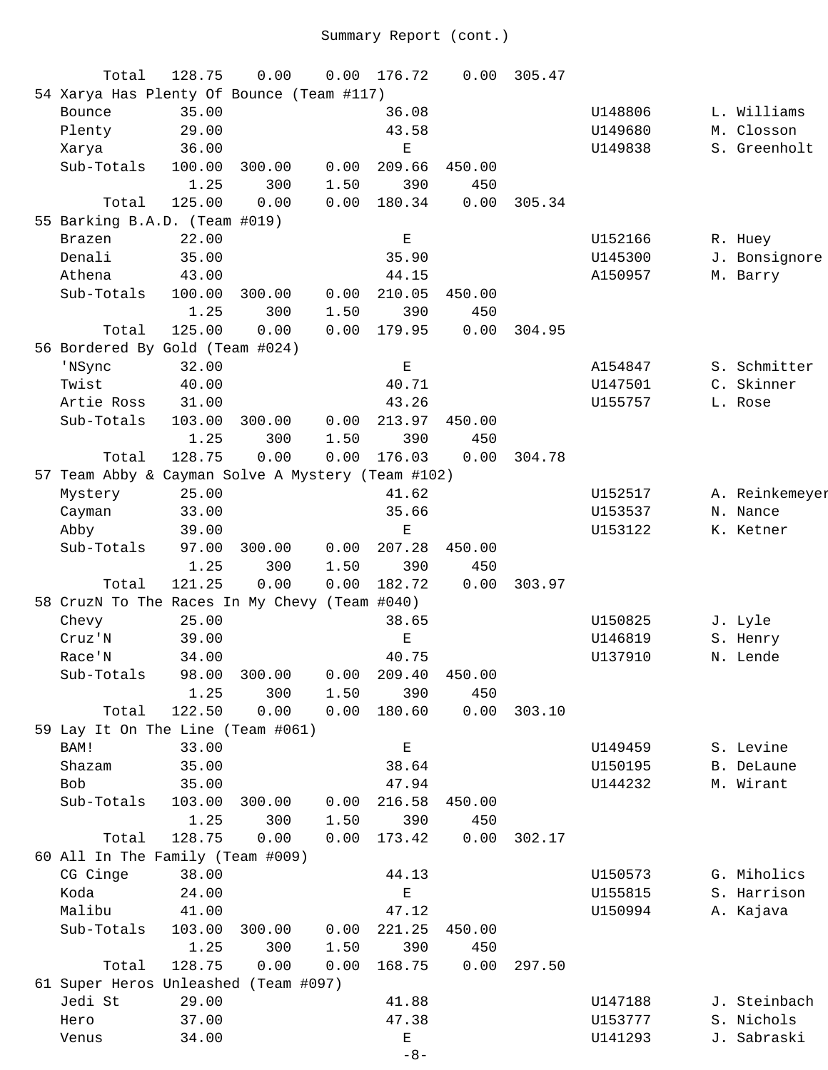Summary Report (cont.)

| | | | | | | | | |
|---|---|---|---|---|---|---|---|---|
| Total | 128.75 | 0.00 | 0.00 | 176.72 | 0.00 | 305.47 | | |
| **54 Xarya Has Plenty Of Bounce (Team #117)** | | | | | | | | |
| Bounce | 35.00 | | | 36.08 | | | U148806 | L. Williams |
| Plenty | 29.00 | | | 43.58 | | | U149680 | M. Closson |
| Xarya | 36.00 | | | E | | | U149838 | S. Greenholt |
| Sub-Totals | 100.00 | 300.00 | 0.00 | 209.66 | 450.00 | | | |
| | 1.25 | 300 | 1.50 | 390 | 450 | | | |
| Total | 125.00 | 0.00 | 0.00 | 180.34 | 0.00 | 305.34 | | |
| **55 Barking B.A.D. (Team #019)** | | | | | | | | |
| Brazen | 22.00 | | | E | | | U152166 | R. Huey |
| Denali | 35.00 | | | 35.90 | | | U145300 | J. Bonsignore |
| Athena | 43.00 | | | 44.15 | | | A150957 | M. Barry |
| Sub-Totals | 100.00 | 300.00 | 0.00 | 210.05 | 450.00 | | | |
| | 1.25 | 300 | 1.50 | 390 | 450 | | | |
| Total | 125.00 | 0.00 | 0.00 | 179.95 | 0.00 | 304.95 | | |
| **56 Bordered By Gold (Team #024)** | | | | | | | | |
| 'NSync | 32.00 | | | E | | | A154847 | S. Schmitter |
| Twist | 40.00 | | | 40.71 | | | U147501 | C. Skinner |
| Artie Ross | 31.00 | | | 43.26 | | | U155757 | L. Rose |
| Sub-Totals | 103.00 | 300.00 | 0.00 | 213.97 | 450.00 | | | |
| | 1.25 | 300 | 1.50 | 390 | 450 | | | |
| Total | 128.75 | 0.00 | 0.00 | 176.03 | 0.00 | 304.78 | | |
| **57 Team Abby & Cayman Solve A Mystery (Team #102)** | | | | | | | | |
| Mystery | 25.00 | | | 41.62 | | | U152517 | A. Reinkemeyer |
| Cayman | 33.00 | | | 35.66 | | | U153537 | N. Nance |
| Abby | 39.00 | | | E | | | U153122 | K. Ketner |
| Sub-Totals | 97.00 | 300.00 | 0.00 | 207.28 | 450.00 | | | |
| | 1.25 | 300 | 1.50 | 390 | 450 | | | |
| Total | 121.25 | 0.00 | 0.00 | 182.72 | 0.00 | 303.97 | | |
| **58 CruzN To The Races In My Chevy (Team #040)** | | | | | | | | |
| Chevy | 25.00 | | | 38.65 | | | U150825 | J. Lyle |
| Cruz'N | 39.00 | | | E | | | U146819 | S. Henry |
| Race'N | 34.00 | | | 40.75 | | | U137910 | N. Lende |
| Sub-Totals | 98.00 | 300.00 | 0.00 | 209.40 | 450.00 | | | |
| | 1.25 | 300 | 1.50 | 390 | 450 | | | |
| Total | 122.50 | 0.00 | 0.00 | 180.60 | 0.00 | 303.10 | | |
| **59 Lay It On The Line (Team #061)** | | | | | | | | |
| BAM! | 33.00 | | | E | | | U149459 | S. Levine |
| Shazam | 35.00 | | | 38.64 | | | U150195 | B. DeLaune |
| Bob | 35.00 | | | 47.94 | | | U144232 | M. Wirant |
| Sub-Totals | 103.00 | 300.00 | 0.00 | 216.58 | 450.00 | | | |
| | 1.25 | 300 | 1.50 | 390 | 450 | | | |
| Total | 128.75 | 0.00 | 0.00 | 173.42 | 0.00 | 302.17 | | |
| **60 All In The Family (Team #009)** | | | | | | | | |
| CG Cinge | 38.00 | | | 44.13 | | | U150573 | G. Miholics |
| Koda | 24.00 | | | E | | | U155815 | S. Harrison |
| Malibu | 41.00 | | | 47.12 | | | U150994 | A. Kajava |
| Sub-Totals | 103.00 | 300.00 | 0.00 | 221.25 | 450.00 | | | |
| | 1.25 | 300 | 1.50 | 390 | 450 | | | |
| Total | 128.75 | 0.00 | 0.00 | 168.75 | 0.00 | 297.50 | | |
| **61 Super Heros Unleashed (Team #097)** | | | | | | | | |
| Jedi St | 29.00 | | | 41.88 | | | U147188 | J. Steinbach |
| Hero | 37.00 | | | 47.38 | | | U153777 | S. Nichols |
| Venus | 34.00 | | | E | | | U141293 | J. Sabraski |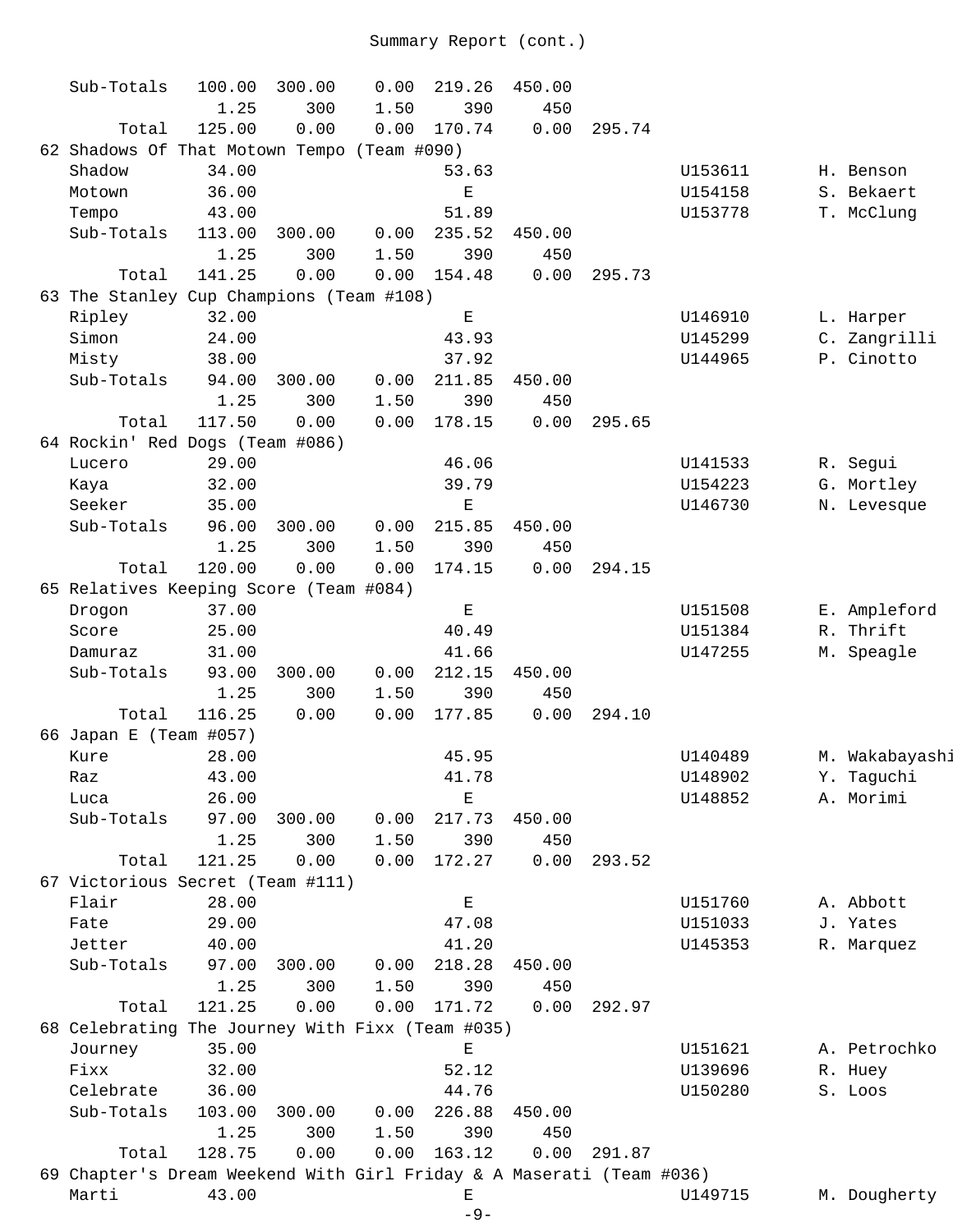| Name | | | | | | Total | Reg. No. | Handler |
|---|---|---|---|---|---|---|---|---|
| Sub-Totals | 100.00 | 300.00 | 0.00 | 219.26 | 450.00 | | | |
| | 1.25 | 300 | 1.50 | 390 | 450 | | | |
| Total | 125.00 | 0.00 | 0.00 | 170.74 | 0.00 | 295.74 | | |
| 62 Shadows Of That Motown Tempo (Team #090) | | | | | | | | |
| Shadow | 34.00 | | | 53.63 | | | U153611 | H. Benson |
| Motown | 36.00 | | | E | | | U154158 | S. Bekaert |
| Tempo | 43.00 | | | 51.89 | | | U153778 | T. McClung |
| Sub-Totals | 113.00 | 300.00 | 0.00 | 235.52 | 450.00 | | | |
| | 1.25 | 300 | 1.50 | 390 | 450 | | | |
| Total | 141.25 | 0.00 | 0.00 | 154.48 | 0.00 | 295.73 | | |
| 63 The Stanley Cup Champions (Team #108) | | | | | | | | |
| Ripley | 32.00 | | | E | | | U146910 | L. Harper |
| Simon | 24.00 | | | 43.93 | | | U145299 | C. Zangrilli |
| Misty | 38.00 | | | 37.92 | | | U144965 | P. Cinotto |
| Sub-Totals | 94.00 | 300.00 | 0.00 | 211.85 | 450.00 | | | |
| | 1.25 | 300 | 1.50 | 390 | 450 | | | |
| Total | 117.50 | 0.00 | 0.00 | 178.15 | 0.00 | 295.65 | | |
| 64 Rockin' Red Dogs (Team #086) | | | | | | | | |
| Lucero | 29.00 | | | 46.06 | | | U141533 | R. Segui |
| Kaya | 32.00 | | | 39.79 | | | U154223 | G. Mortley |
| Seeker | 35.00 | | | E | | | U146730 | N. Levesque |
| Sub-Totals | 96.00 | 300.00 | 0.00 | 215.85 | 450.00 | | | |
| | 1.25 | 300 | 1.50 | 390 | 450 | | | |
| Total | 120.00 | 0.00 | 0.00 | 174.15 | 0.00 | 294.15 | | |
| 65 Relatives Keeping Score (Team #084) | | | | | | | | |
| Drogon | 37.00 | | | E | | | U151508 | E. Ampleford |
| Score | 25.00 | | | 40.49 | | | U151384 | R. Thrift |
| Damuraz | 31.00 | | | 41.66 | | | U147255 | M. Speagle |
| Sub-Totals | 93.00 | 300.00 | 0.00 | 212.15 | 450.00 | | | |
| | 1.25 | 300 | 1.50 | 390 | 450 | | | |
| Total | 116.25 | 0.00 | 0.00 | 177.85 | 0.00 | 294.10 | | |
| 66 Japan E (Team #057) | | | | | | | | |
| Kure | 28.00 | | | 45.95 | | | U140489 | M. Wakabayashi |
| Raz | 43.00 | | | 41.78 | | | U148902 | Y. Taguchi |
| Luca | 26.00 | | | E | | | U148852 | A. Morimi |
| Sub-Totals | 97.00 | 300.00 | 0.00 | 217.73 | 450.00 | | | |
| | 1.25 | 300 | 1.50 | 390 | 450 | | | |
| Total | 121.25 | 0.00 | 0.00 | 172.27 | 0.00 | 293.52 | | |
| 67 Victorious Secret (Team #111) | | | | | | | | |
| Flair | 28.00 | | | E | | | U151760 | A. Abbott |
| Fate | 29.00 | | | 47.08 | | | U151033 | J. Yates |
| Jetter | 40.00 | | | 41.20 | | | U145353 | R. Marquez |
| Sub-Totals | 97.00 | 300.00 | 0.00 | 218.28 | 450.00 | | | |
| | 1.25 | 300 | 1.50 | 390 | 450 | | | |
| Total | 121.25 | 0.00 | 0.00 | 171.72 | 0.00 | 292.97 | | |
| 68 Celebrating The Journey With Fixx (Team #035) | | | | | | | | |
| Journey | 35.00 | | | E | | | U151621 | A. Petrochko |
| Fixx | 32.00 | | | 52.12 | | | U139696 | R. Huey |
| Celebrate | 36.00 | | | 44.76 | | | U150280 | S. Loos |
| Sub-Totals | 103.00 | 300.00 | 0.00 | 226.88 | 450.00 | | | |
| | 1.25 | 300 | 1.50 | 390 | 450 | | | |
| Total | 128.75 | 0.00 | 0.00 | 163.12 | 0.00 | 291.87 | | |
| 69 Chapter's Dream Weekend With Girl Friday & A Maserati (Team #036) | | | | | | | | |
| Marti | 43.00 | | | E | | | U149715 | M. Dougherty |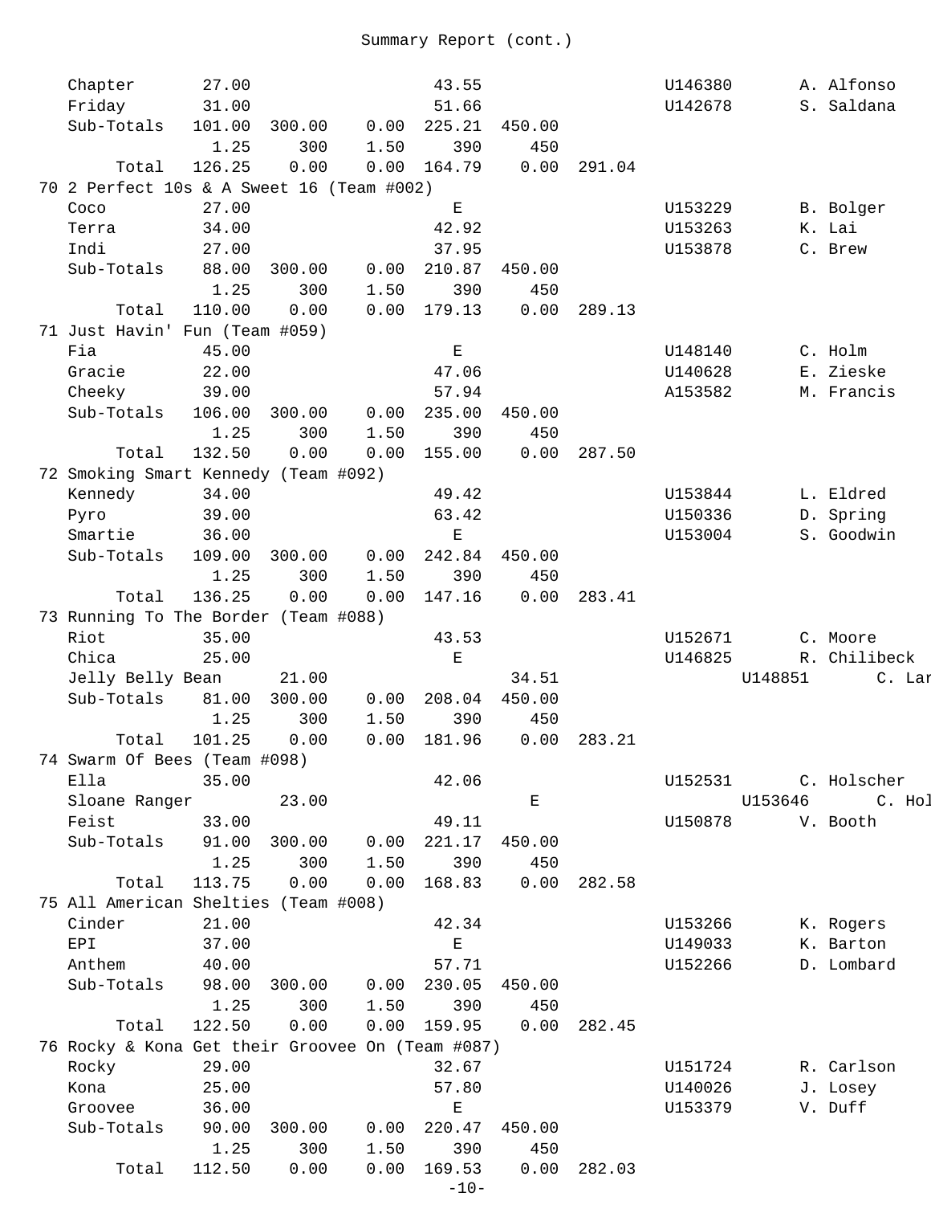Summary Report (cont.)

| | | | | | | | | |
|---|---|---|---|---|---|---|---|---|
| Chapter | 27.00 | | | 43.55 | | | U146380 | A. Alfonso |
| Friday | 31.00 | | | 51.66 | | | U142678 | S. Saldana |
| Sub-Totals | 101.00 | 300.00 | 0.00 | 225.21 | 450.00 | | | |
| | 1.25 | 300 | 1.50 | 390 | 450 | | | |
| Total | 126.25 | 0.00 | 0.00 | 164.79 | 0.00 | 291.04 | | |
| **70 2 Perfect 10s & A Sweet 16 (Team #002)** | | | | | | | | |
| Coco | 27.00 | | | E | | | U153229 | B. Bolger |
| Terra | 34.00 | | | 42.92 | | | U153263 | K. Lai |
| Indi | 27.00 | | | 37.95 | | | U153878 | C. Brew |
| Sub-Totals | 88.00 | 300.00 | 0.00 | 210.87 | 450.00 | | | |
| | 1.25 | 300 | 1.50 | 390 | 450 | | | |
| Total | 110.00 | 0.00 | 0.00 | 179.13 | 0.00 | 289.13 | | |
| **71 Just Havin' Fun (Team #059)** | | | | | | | | |
| Fia | 45.00 | | | E | | | U148140 | C. Holm |
| Gracie | 22.00 | | | 47.06 | | | U140628 | E. Zieske |
| Cheeky | 39.00 | | | 57.94 | | | A153582 | M. Francis |
| Sub-Totals | 106.00 | 300.00 | 0.00 | 235.00 | 450.00 | | | |
| | 1.25 | 300 | 1.50 | 390 | 450 | | | |
| Total | 132.50 | 0.00 | 0.00 | 155.00 | 0.00 | 287.50 | | |
| **72 Smoking Smart Kennedy (Team #092)** | | | | | | | | |
| Kennedy | 34.00 | | | 49.42 | | | U153844 | L. Eldred |
| Pyro | 39.00 | | | 63.42 | | | U150336 | D. Spring |
| Smartie | 36.00 | | | E | | | U153004 | S. Goodwin |
| Sub-Totals | 109.00 | 300.00 | 0.00 | 242.84 | 450.00 | | | |
| | 1.25 | 300 | 1.50 | 390 | 450 | | | |
| Total | 136.25 | 0.00 | 0.00 | 147.16 | 0.00 | 283.41 | | |
| **73 Running To The Border (Team #088)** | | | | | | | | |
| Riot | 35.00 | | | 43.53 | | | U152671 | C. Moore |
| Chica | 25.00 | | | E | | | U146825 | R. Chilibeck |
| Jelly Belly Bean | 21.00 | | | 34.51 | | | U148851 | C. Lar |
| Sub-Totals | 81.00 | 300.00 | 0.00 | 208.04 | 450.00 | | | |
| | 1.25 | 300 | 1.50 | 390 | 450 | | | |
| Total | 101.25 | 0.00 | 0.00 | 181.96 | 0.00 | 283.21 | | |
| **74 Swarm Of Bees (Team #098)** | | | | | | | | |
| Ella | 35.00 | | | 42.06 | | | U152531 | C. Holscher |
| Sloane Ranger | 23.00 | | | E | | | U153646 | C. Hol |
| Feist | 33.00 | | | 49.11 | | | U150878 | V. Booth |
| Sub-Totals | 91.00 | 300.00 | 0.00 | 221.17 | 450.00 | | | |
| | 1.25 | 300 | 1.50 | 390 | 450 | | | |
| Total | 113.75 | 0.00 | 0.00 | 168.83 | 0.00 | 282.58 | | |
| **75 All American Shelties (Team #008)** | | | | | | | | |
| Cinder | 21.00 | | | 42.34 | | | U153266 | K. Rogers |
| EPI | 37.00 | | | E | | | U149033 | K. Barton |
| Anthem | 40.00 | | | 57.71 | | | U152266 | D. Lombard |
| Sub-Totals | 98.00 | 300.00 | 0.00 | 230.05 | 450.00 | | | |
| | 1.25 | 300 | 1.50 | 390 | 450 | | | |
| Total | 122.50 | 0.00 | 0.00 | 159.95 | 0.00 | 282.45 | | |
| **76 Rocky & Kona Get their Groovee On (Team #087)** | | | | | | | | |
| Rocky | 29.00 | | | 32.67 | | | U151724 | R. Carlson |
| Kona | 25.00 | | | 57.80 | | | U140026 | J. Losey |
| Groovee | 36.00 | | | E | | | U153379 | V. Duff |
| Sub-Totals | 90.00 | 300.00 | 0.00 | 220.47 | 450.00 | | | |
| | 1.25 | 300 | 1.50 | 390 | 450 | | | |
| Total | 112.50 | 0.00 | 0.00 | 169.53 | 0.00 | 282.03 | | |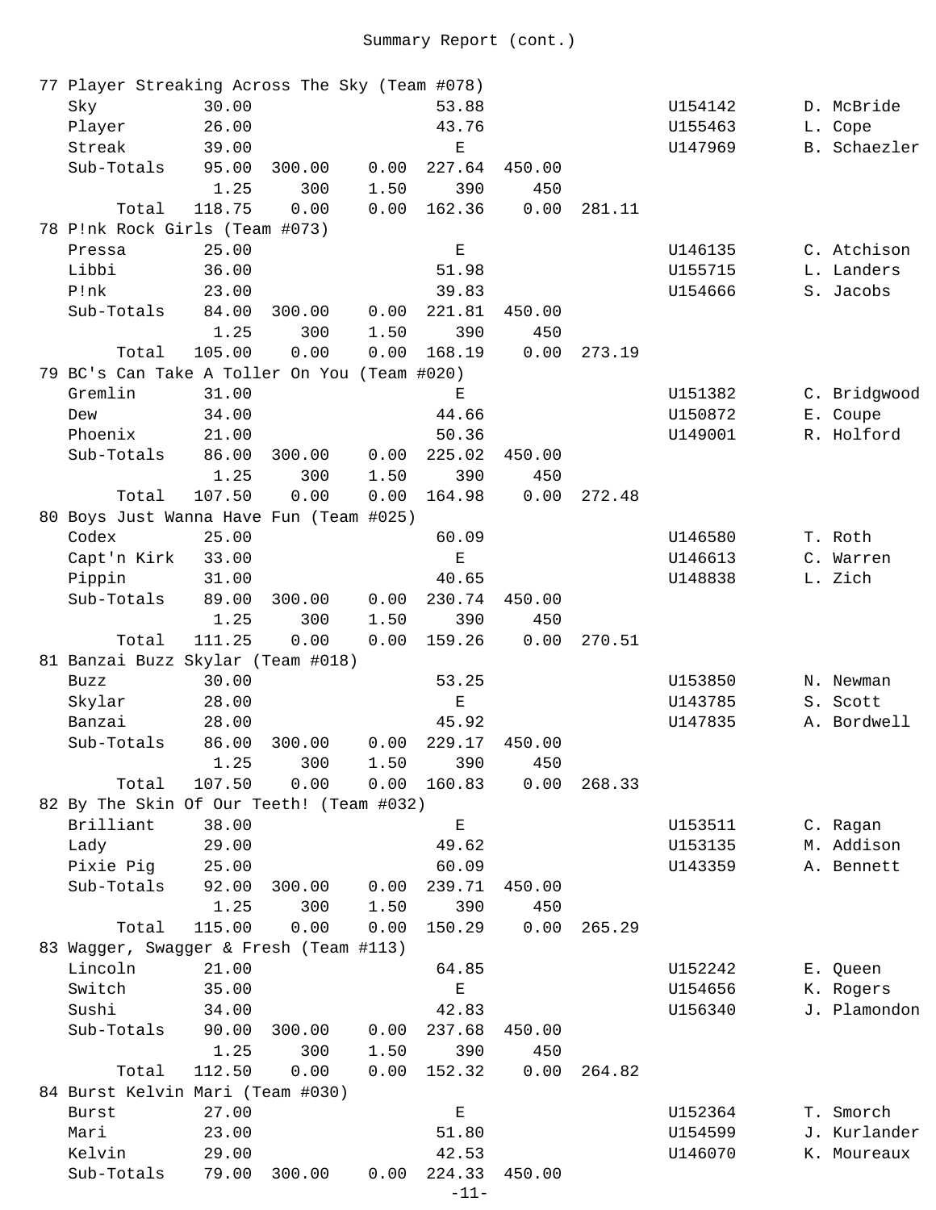Summary Report (cont.)

| | | | | | | | | |
|---|---|---|---|---|---|---|---|---|
| **77 Player Streaking Across The Sky (Team #078)** | | | | | | | | |
| Sky | 30.00 | | | 53.88 | | | U154142 | D. McBride |
| Player | 26.00 | | | 43.76 | | | U155463 | L. Cope |
| Streak | 39.00 | | | E | | | U147969 | B. Schaezler |
| Sub-Totals | 95.00 | 300.00 | 0.00 | 227.64 | 450.00 | | | |
| | 1.25 | 300 | 1.50 | 390 | 450 | | | |
| Total | 118.75 | 0.00 | 0.00 | 162.36 | 0.00 | 281.11 | | |
| **78 P!nk Rock Girls (Team #073)** | | | | | | | | |
| Pressa | 25.00 | | | E | | | U146135 | C. Atchison |
| Libbi | 36.00 | | | 51.98 | | | U155715 | L. Landers |
| P!nk | 23.00 | | | 39.83 | | | U154666 | S. Jacobs |
| Sub-Totals | 84.00 | 300.00 | 0.00 | 221.81 | 450.00 | | | |
| | 1.25 | 300 | 1.50 | 390 | 450 | | | |
| Total | 105.00 | 0.00 | 0.00 | 168.19 | 0.00 | 273.19 | | |
| **79 BC's Can Take A Toller On You (Team #020)** | | | | | | | | |
| Gremlin | 31.00 | | | E | | | U151382 | C. Bridgwood |
| Dew | 34.00 | | | 44.66 | | | U150872 | E. Coupe |
| Phoenix | 21.00 | | | 50.36 | | | U149001 | R. Holford |
| Sub-Totals | 86.00 | 300.00 | 0.00 | 225.02 | 450.00 | | | |
| | 1.25 | 300 | 1.50 | 390 | 450 | | | |
| Total | 107.50 | 0.00 | 0.00 | 164.98 | 0.00 | 272.48 | | |
| **80 Boys Just Wanna Have Fun (Team #025)** | | | | | | | | |
| Codex | 25.00 | | | 60.09 | | | U146580 | T. Roth |
| Capt'n Kirk | 33.00 | | | E | | | U146613 | C. Warren |
| Pippin | 31.00 | | | 40.65 | | | U148838 | L. Zich |
| Sub-Totals | 89.00 | 300.00 | 0.00 | 230.74 | 450.00 | | | |
| | 1.25 | 300 | 1.50 | 390 | 450 | | | |
| Total | 111.25 | 0.00 | 0.00 | 159.26 | 0.00 | 270.51 | | |
| **81 Banzai Buzz Skylar (Team #018)** | | | | | | | | |
| Buzz | 30.00 | | | 53.25 | | | U153850 | N. Newman |
| Skylar | 28.00 | | | E | | | U143785 | S. Scott |
| Banzai | 28.00 | | | 45.92 | | | U147835 | A. Bordwell |
| Sub-Totals | 86.00 | 300.00 | 0.00 | 229.17 | 450.00 | | | |
| | 1.25 | 300 | 1.50 | 390 | 450 | | | |
| Total | 107.50 | 0.00 | 0.00 | 160.83 | 0.00 | 268.33 | | |
| **82 By The Skin Of Our Teeth! (Team #032)** | | | | | | | | |
| Brilliant | 38.00 | | | E | | | U153511 | C. Ragan |
| Lady | 29.00 | | | 49.62 | | | U153135 | M. Addison |
| Pixie Pig | 25.00 | | | 60.09 | | | U143359 | A. Bennett |
| Sub-Totals | 92.00 | 300.00 | 0.00 | 239.71 | 450.00 | | | |
| | 1.25 | 300 | 1.50 | 390 | 450 | | | |
| Total | 115.00 | 0.00 | 0.00 | 150.29 | 0.00 | 265.29 | | |
| **83 Wagger, Swagger & Fresh (Team #113)** | | | | | | | | |
| Lincoln | 21.00 | | | 64.85 | | | U152242 | E. Queen |
| Switch | 35.00 | | | E | | | U154656 | K. Rogers |
| Sushi | 34.00 | | | 42.83 | | | U156340 | J. Plamondon |
| Sub-Totals | 90.00 | 300.00 | 0.00 | 237.68 | 450.00 | | | |
| | 1.25 | 300 | 1.50 | 390 | 450 | | | |
| Total | 112.50 | 0.00 | 0.00 | 152.32 | 0.00 | 264.82 | | |
| **84 Burst Kelvin Mari (Team #030)** | | | | | | | | |
| Burst | 27.00 | | | E | | | U152364 | T. Smorch |
| Mari | 23.00 | | | 51.80 | | | U154599 | J. Kurlander |
| Kelvin | 29.00 | | | 42.53 | | | U146070 | K. Moureaux |
| Sub-Totals | 79.00 | 300.00 | 0.00 | 224.33 | 450.00 | | | |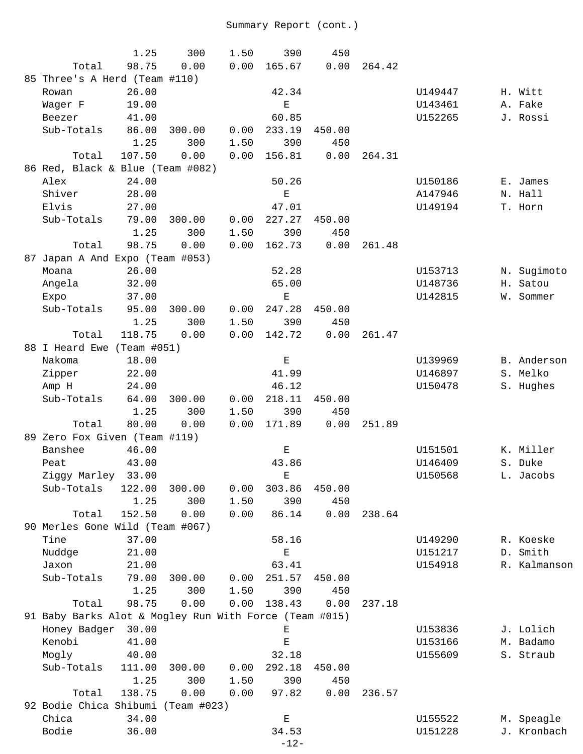Summary Report (cont.)

| | | | | | | | | |
|---|---|---|---|---|---|---|---|---|
| | 1.25 | 300 | 1.50 | 390 | 450 | | | |
| Total | 98.75 | 0.00 | 0.00 | 165.67 | 0.00 | 264.42 | | |
| **85 Three's A Herd (Team #110)** | | | | | | | | |
| Rowan | 26.00 | | | 42.34 | | | U149447 | H. Witt |
| Wager F | 19.00 | | | E | | | U143461 | A. Fake |
| Beezer | 41.00 | | | 60.85 | | | U152265 | J. Rossi |
| Sub-Totals | 86.00 | 300.00 | 0.00 | 233.19 | 450.00 | | | |
| | 1.25 | 300 | 1.50 | 390 | 450 | | | |
| Total | 107.50 | 0.00 | 0.00 | 156.81 | 0.00 | 264.31 | | |
| **86 Red, Black & Blue (Team #082)** | | | | | | | | |
| Alex | 24.00 | | | 50.26 | | | U150186 | E. James |
| Shiver | 28.00 | | | E | | | A147946 | N. Hall |
| Elvis | 27.00 | | | 47.01 | | | U149194 | T. Horn |
| Sub-Totals | 79.00 | 300.00 | 0.00 | 227.27 | 450.00 | | | |
| | 1.25 | 300 | 1.50 | 390 | 450 | | | |
| Total | 98.75 | 0.00 | 0.00 | 162.73 | 0.00 | 261.48 | | |
| **87 Japan A And Expo (Team #053)** | | | | | | | | |
| Moana | 26.00 | | | 52.28 | | | U153713 | N. Sugimoto |
| Angela | 32.00 | | | 65.00 | | | U148736 | H. Satou |
| Expo | 37.00 | | | E | | | U142815 | W. Sommer |
| Sub-Totals | 95.00 | 300.00 | 0.00 | 247.28 | 450.00 | | | |
| | 1.25 | 300 | 1.50 | 390 | 450 | | | |
| Total | 118.75 | 0.00 | 0.00 | 142.72 | 0.00 | 261.47 | | |
| **88 I Heard Ewe (Team #051)** | | | | | | | | |
| Nakoma | 18.00 | | | E | | | U139969 | B. Anderson |
| Zipper | 22.00 | | | 41.99 | | | U146897 | S. Melko |
| Amp H | 24.00 | | | 46.12 | | | U150478 | S. Hughes |
| Sub-Totals | 64.00 | 300.00 | 0.00 | 218.11 | 450.00 | | | |
| | 1.25 | 300 | 1.50 | 390 | 450 | | | |
| Total | 80.00 | 0.00 | 0.00 | 171.89 | 0.00 | 251.89 | | |
| **89 Zero Fox Given (Team #119)** | | | | | | | | |
| Banshee | 46.00 | | | E | | | U151501 | K. Miller |
| Peat | 43.00 | | | 43.86 | | | U146409 | S. Duke |
| Ziggy Marley | 33.00 | | | E | | | U150568 | L. Jacobs |
| Sub-Totals | 122.00 | 300.00 | 0.00 | 303.86 | 450.00 | | | |
| | 1.25 | 300 | 1.50 | 390 | 450 | | | |
| Total | 152.50 | 0.00 | 0.00 | 86.14 | 0.00 | 238.64 | | |
| **90 Merles Gone Wild (Team #067)** | | | | | | | | |
| Tine | 37.00 | | | 58.16 | | | U149290 | R. Koeske |
| Nuddge | 21.00 | | | E | | | U151217 | D. Smith |
| Jaxon | 21.00 | | | 63.41 | | | U154918 | R. Kalmanson |
| Sub-Totals | 79.00 | 300.00 | 0.00 | 251.57 | 450.00 | | | |
| | 1.25 | 300 | 1.50 | 390 | 450 | | | |
| Total | 98.75 | 0.00 | 0.00 | 138.43 | 0.00 | 237.18 | | |
| **91 Baby Barks Alot & Mogley Run With Force (Team #015)** | | | | | | | | |
| Honey Badger | 30.00 | | | E | | | U153836 | J. Lolich |
| Kenobi | 41.00 | | | E | | | U153166 | M. Badamo |
| Mogly | 40.00 | | | 32.18 | | | U155609 | S. Straub |
| Sub-Totals | 111.00 | 300.00 | 0.00 | 292.18 | 450.00 | | | |
| | 1.25 | 300 | 1.50 | 390 | 450 | | | |
| Total | 138.75 | 0.00 | 0.00 | 97.82 | 0.00 | 236.57 | | |
| **92 Bodie Chica Shibumi (Team #023)** | | | | | | | | |
| Chica | 34.00 | | | E | | | U155522 | M. Speagle |
| Bodie | 36.00 | | | 34.53 | | | U151228 | J. Kronbach |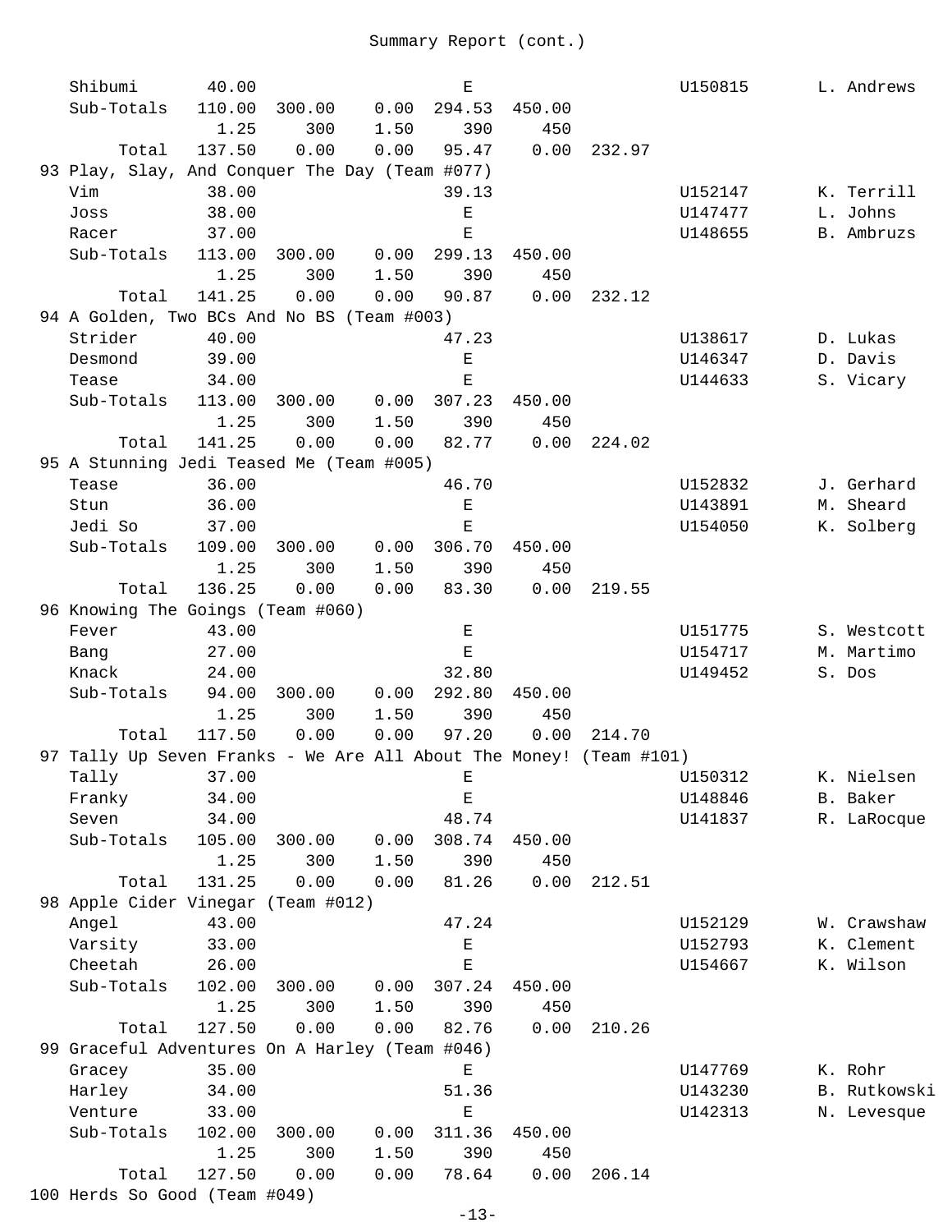Summary Report (cont.)

```
   Shibumi       40.00                  E                   U150815       L. Andrews
   Sub-Totals   110.00  300.00    0.00  294.53  450.00
                  1.25     300    1.50     390     450
        Total   137.50    0.00    0.00   95.47    0.00  232.97
 93 Play, Slay, And Conquer The Day (Team #077)
   Vim           38.00                  39.13               U152147       K. Terrill
   Joss          38.00                  E                   U147477       L. Johns
   Racer         37.00                  E                   U148655       B. Ambruzs
   Sub-Totals   113.00  300.00    0.00  299.13  450.00
                  1.25     300    1.50     390     450
        Total   141.25    0.00    0.00   90.87    0.00  232.12
 94 A Golden, Two BCs And No BS (Team #003)
   Strider       40.00                  47.23               U138617       D. Lukas
   Desmond       39.00                  E                   U146347       D. Davis
   Tease         34.00                  E                   U144633       S. Vicary
   Sub-Totals   113.00  300.00    0.00  307.23  450.00
                  1.25     300    1.50     390     450
        Total   141.25    0.00    0.00   82.77    0.00  224.02
 95 A Stunning Jedi Teased Me (Team #005)
   Tease         36.00                  46.70               U152832       J. Gerhard
   Stun          36.00                  E                   U143891       M. Sheard
   Jedi So       37.00                  E                   U154050       K. Solberg
   Sub-Totals   109.00  300.00    0.00  306.70  450.00
                  1.25     300    1.50     390     450
        Total   136.25    0.00    0.00   83.30    0.00  219.55
 96 Knowing The Goings (Team #060)
   Fever         43.00                  E                   U151775       S. Westcott
   Bang          27.00                  E                   U154717       M. Martimo
   Knack         24.00                  32.80               U149452       S. Dos
   Sub-Totals    94.00  300.00    0.00  292.80  450.00
                  1.25     300    1.50     390     450
        Total   117.50    0.00    0.00   97.20    0.00  214.70
 97 Tally Up Seven Franks - We Are All About The Money! (Team #101)
   Tally         37.00                  E                   U150312       K. Nielsen
   Franky        34.00                  E                   U148846       B. Baker
   Seven         34.00                  48.74               U141837       R. LaRocque
   Sub-Totals   105.00  300.00    0.00  308.74  450.00
                  1.25     300    1.50     390     450
        Total   131.25    0.00    0.00   81.26    0.00  212.51
 98 Apple Cider Vinegar (Team #012)
   Angel         43.00                  47.24               U152129       W. Crawshaw
   Varsity       33.00                  E                   U152793       K. Clement
   Cheetah       26.00                  E                   U154667       K. Wilson
   Sub-Totals   102.00  300.00    0.00  307.24  450.00
                  1.25     300    1.50     390     450
        Total   127.50    0.00    0.00   82.76    0.00  210.26
 99 Graceful Adventures On A Harley (Team #046)
   Gracey        35.00                  E                   U147769       K. Rohr
   Harley        34.00                  51.36               U143230       B. Rutkowski
   Venture       33.00                  E                   U142313       N. Levesque
   Sub-Totals   102.00  300.00    0.00  311.36  450.00
                  1.25     300    1.50     390     450
        Total   127.50    0.00    0.00   78.64    0.00  206.14
100 Herds So Good (Team #049)
```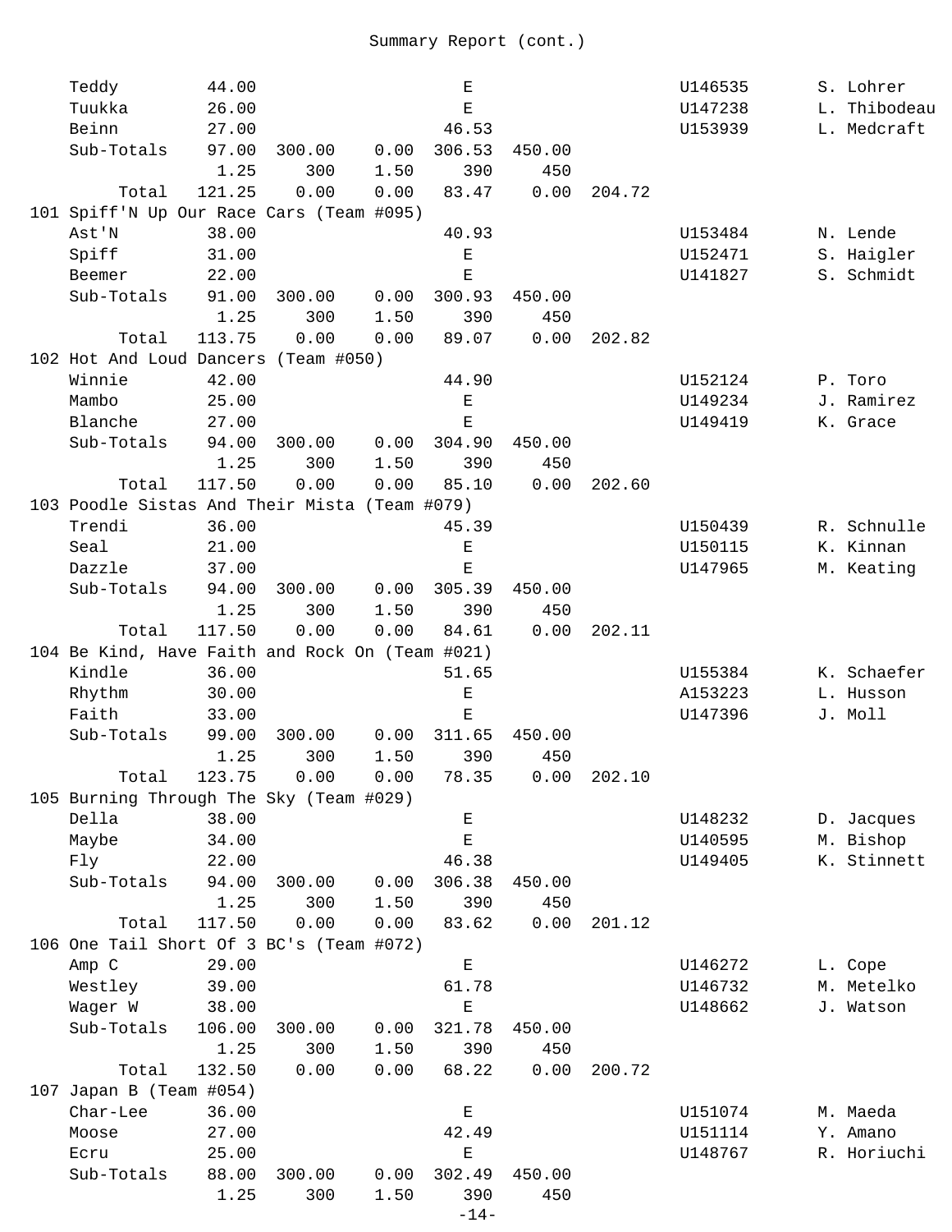Summary Report (cont.)

```
    Teddy         44.00                    E                      U146535       S. Lohrer
    Tuukka        26.00                    E                      U147238       L. Thibodeau
    Beinn         27.00                  46.53                    U153939       L. Medcraft
    Sub-Totals    97.00  300.00    0.00  306.53  450.00
                   1.25     300    1.50     390     450
         Total   121.25    0.00    0.00   83.47    0.00  204.72
101 Spiff'N Up Our Race Cars (Team #095)
    Ast'N         38.00                  40.93                    U153484       N. Lende
    Spiff         31.00                    E                      U152471       S. Haigler
    Beemer        22.00                    E                      U141827       S. Schmidt
    Sub-Totals    91.00  300.00    0.00  300.93  450.00
                   1.25     300    1.50     390     450
         Total   113.75    0.00    0.00   89.07    0.00  202.82
102 Hot And Loud Dancers (Team #050)
    Winnie        42.00                  44.90                    U152124       P. Toro
    Mambo         25.00                    E                      U149234       J. Ramirez
    Blanche       27.00                    E                      U149419       K. Grace
    Sub-Totals    94.00  300.00    0.00  304.90  450.00
                   1.25     300    1.50     390     450
         Total   117.50    0.00    0.00   85.10    0.00  202.60
103 Poodle Sistas And Their Mista (Team #079)
    Trendi        36.00                  45.39                    U150439       R. Schnulle
    Seal          21.00                    E                      U150115       K. Kinnan
    Dazzle        37.00                    E                      U147965       M. Keating
    Sub-Totals    94.00  300.00    0.00  305.39  450.00
                   1.25     300    1.50     390     450
         Total   117.50    0.00    0.00   84.61    0.00  202.11
104 Be Kind, Have Faith and Rock On (Team #021)
    Kindle        36.00                  51.65                    U155384       K. Schaefer
    Rhythm        30.00                    E                      A153223       L. Husson
    Faith         33.00                    E                      U147396       J. Moll
    Sub-Totals    99.00  300.00    0.00  311.65  450.00
                   1.25     300    1.50     390     450
         Total   123.75    0.00    0.00   78.35    0.00  202.10
105 Burning Through The Sky (Team #029)
    Della         38.00                    E                      U148232       D. Jacques
    Maybe         34.00                    E                      U140595       M. Bishop
    Fly           22.00                  46.38                    U149405       K. Stinnett
    Sub-Totals    94.00  300.00    0.00  306.38  450.00
                   1.25     300    1.50     390     450
         Total   117.50    0.00    0.00   83.62    0.00  201.12
106 One Tail Short Of 3 BC's (Team #072)
    Amp C         29.00                    E                      U146272       L. Cope
    Westley       39.00                  61.78                    U146732       M. Metelko
    Wager W       38.00                    E                      U148662       J. Watson
    Sub-Totals   106.00  300.00    0.00  321.78  450.00
                   1.25     300    1.50     390     450
         Total   132.50    0.00    0.00   68.22    0.00  200.72
107 Japan B (Team #054)
    Char-Lee      36.00                    E                      U151074       M. Maeda
    Moose         27.00                  42.49                    U151114       Y. Amano
    Ecru          25.00                    E                      U148767       R. Horiuchi
    Sub-Totals    88.00  300.00    0.00  302.49  450.00
                   1.25     300    1.50     390     450
```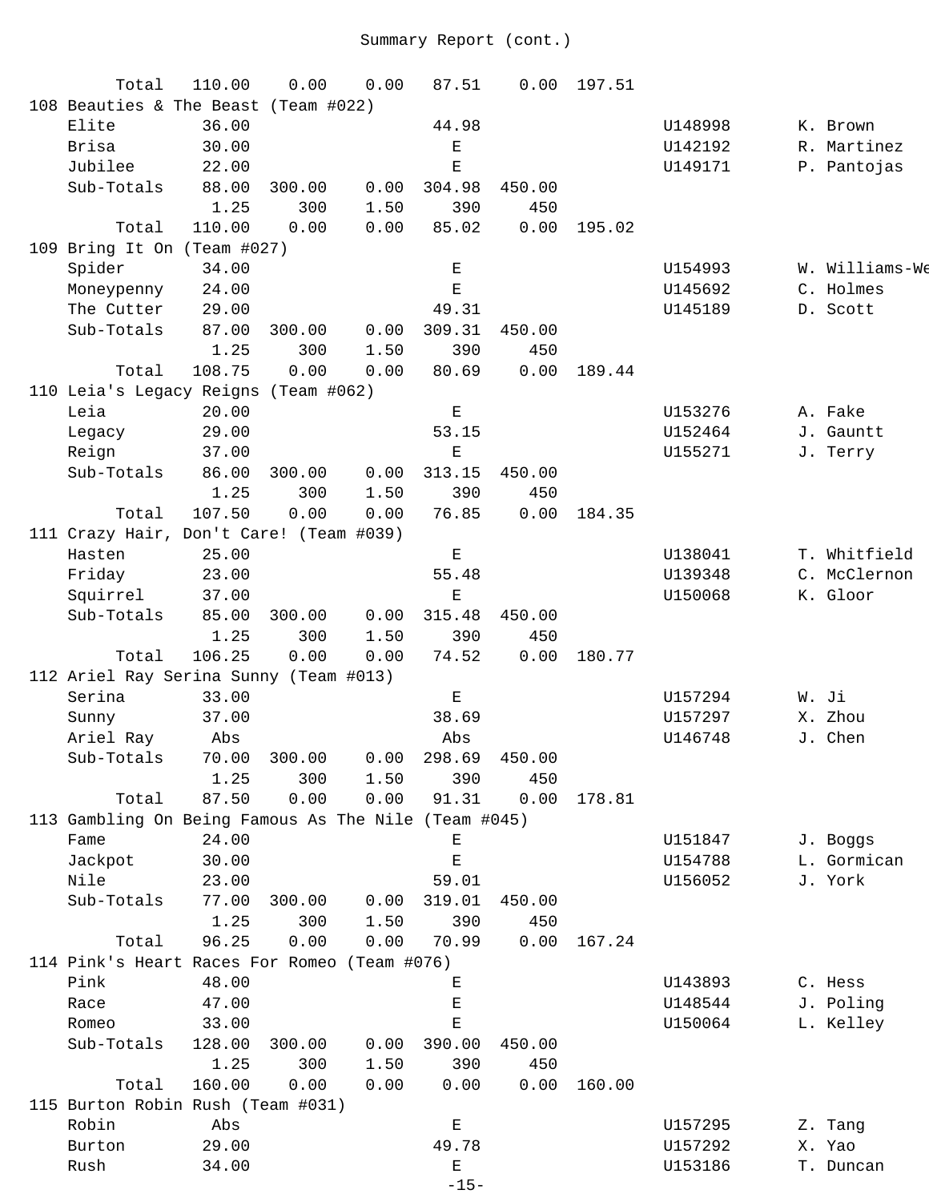Summary Report (cont.)

| | | | | | | | | |
|---|---|---|---|---|---|---|---|---|
| Total | 110.00 | 0.00 | 0.00 | 87.51 | 0.00 | 197.51 | | |
| **108 Beauties & The Beast (Team #022)** | | | | | | | | |
| Elite | 36.00 | | | 44.98 | | | U148998 | K. Brown |
| Brisa | 30.00 | | | E | | | U142192 | R. Martinez |
| Jubilee | 22.00 | | | E | | | U149171 | P. Pantojas |
| Sub-Totals | 88.00 | 300.00 | 0.00 | 304.98 | 450.00 | | | |
| | 1.25 | 300 | 1.50 | 390 | 450 | | | |
| Total | 110.00 | 0.00 | 0.00 | 85.02 | 0.00 | 195.02 | | |
| **109 Bring It On (Team #027)** | | | | | | | | |
| Spider | 34.00 | | | E | | | U154993 | W. Williams-We |
| Moneypenny | 24.00 | | | E | | | U145692 | C. Holmes |
| The Cutter | 29.00 | | | 49.31 | | | U145189 | D. Scott |
| Sub-Totals | 87.00 | 300.00 | 0.00 | 309.31 | 450.00 | | | |
| | 1.25 | 300 | 1.50 | 390 | 450 | | | |
| Total | 108.75 | 0.00 | 0.00 | 80.69 | 0.00 | 189.44 | | |
| **110 Leia's Legacy Reigns (Team #062)** | | | | | | | | |
| Leia | 20.00 | | | E | | | U153276 | A. Fake |
| Legacy | 29.00 | | | 53.15 | | | U152464 | J. Gauntt |
| Reign | 37.00 | | | E | | | U155271 | J. Terry |
| Sub-Totals | 86.00 | 300.00 | 0.00 | 313.15 | 450.00 | | | |
| | 1.25 | 300 | 1.50 | 390 | 450 | | | |
| Total | 107.50 | 0.00 | 0.00 | 76.85 | 0.00 | 184.35 | | |
| **111 Crazy Hair, Don't Care! (Team #039)** | | | | | | | | |
| Hasten | 25.00 | | | E | | | U138041 | T. Whitfield |
| Friday | 23.00 | | | 55.48 | | | U139348 | C. McClernon |
| Squirrel | 37.00 | | | E | | | U150068 | K. Gloor |
| Sub-Totals | 85.00 | 300.00 | 0.00 | 315.48 | 450.00 | | | |
| | 1.25 | 300 | 1.50 | 390 | 450 | | | |
| Total | 106.25 | 0.00 | 0.00 | 74.52 | 0.00 | 180.77 | | |
| **112 Ariel Ray Serina Sunny (Team #013)** | | | | | | | | |
| Serina | 33.00 | | | E | | | U157294 | W. Ji |
| Sunny | 37.00 | | | 38.69 | | | U157297 | X. Zhou |
| Ariel Ray | Abs | | | Abs | | | U146748 | J. Chen |
| Sub-Totals | 70.00 | 300.00 | 0.00 | 298.69 | 450.00 | | | |
| | 1.25 | 300 | 1.50 | 390 | 450 | | | |
| Total | 87.50 | 0.00 | 0.00 | 91.31 | 0.00 | 178.81 | | |
| **113 Gambling On Being Famous As The Nile (Team #045)** | | | | | | | | |
| Fame | 24.00 | | | E | | | U151847 | J. Boggs |
| Jackpot | 30.00 | | | E | | | U154788 | L. Gormican |
| Nile | 23.00 | | | 59.01 | | | U156052 | J. York |
| Sub-Totals | 77.00 | 300.00 | 0.00 | 319.01 | 450.00 | | | |
| | 1.25 | 300 | 1.50 | 390 | 450 | | | |
| Total | 96.25 | 0.00 | 0.00 | 70.99 | 0.00 | 167.24 | | |
| **114 Pink's Heart Races For Romeo (Team #076)** | | | | | | | | |
| Pink | 48.00 | | | E | | | U143893 | C. Hess |
| Race | 47.00 | | | E | | | U148544 | J. Poling |
| Romeo | 33.00 | | | E | | | U150064 | L. Kelley |
| Sub-Totals | 128.00 | 300.00 | 0.00 | 390.00 | 450.00 | | | |
| | 1.25 | 300 | 1.50 | 390 | 450 | | | |
| Total | 160.00 | 0.00 | 0.00 | 0.00 | 0.00 | 160.00 | | |
| **115 Burton Robin Rush (Team #031)** | | | | | | | | |
| Robin | Abs | | | E | | | U157295 | Z. Tang |
| Burton | 29.00 | | | 49.78 | | | U157292 | X. Yao |
| Rush | 34.00 | | | E | | | U153186 | T. Duncan |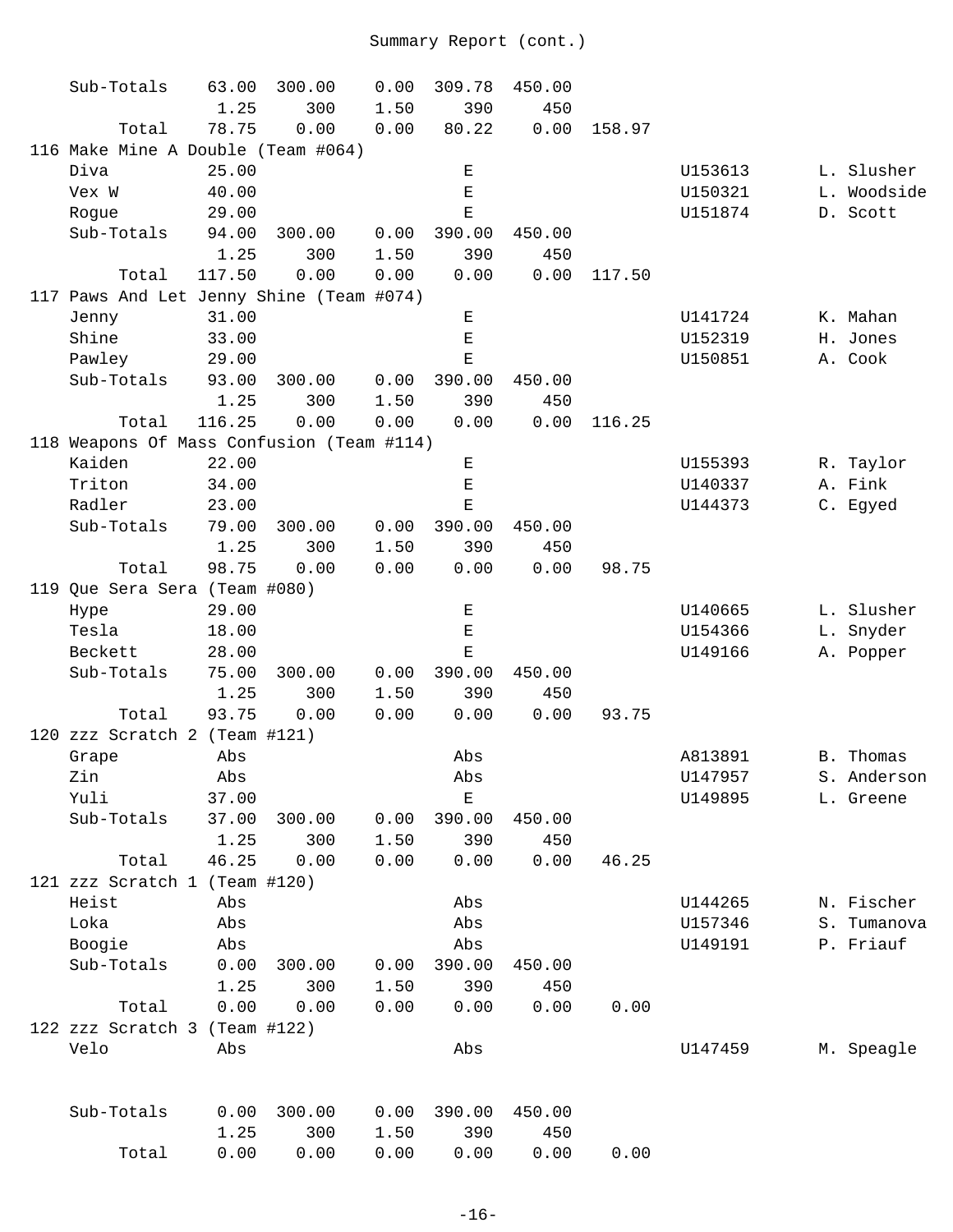Summary Report (cont.)

| | | | | | | | | |
|---|---|---|---|---|---|---|---|---|
| Sub-Totals | 63.00 | 300.00 | 0.00 | 309.78 | 450.00 | | | |
| | 1.25 | 300 | 1.50 | 390 | 450 | | | |
| Total | 78.75 | 0.00 | 0.00 | 80.22 | 0.00 | 158.97 | | |
| **116 Make Mine A Double (Team #064)** | | | | | | | | |
| Diva | 25.00 | | | E | | | U153613 | L. Slusher |
| Vex W | 40.00 | | | E | | | U150321 | L. Woodside |
| Rogue | 29.00 | | | E | | | U151874 | D. Scott |
| Sub-Totals | 94.00 | 300.00 | 0.00 | 390.00 | 450.00 | | | |
| | 1.25 | 300 | 1.50 | 390 | 450 | | | |
| Total | 117.50 | 0.00 | 0.00 | 0.00 | 0.00 | 117.50 | | |
| **117 Paws And Let Jenny Shine (Team #074)** | | | | | | | | |
| Jenny | 31.00 | | | E | | | U141724 | K. Mahan |
| Shine | 33.00 | | | E | | | U152319 | H. Jones |
| Pawley | 29.00 | | | E | | | U150851 | A. Cook |
| Sub-Totals | 93.00 | 300.00 | 0.00 | 390.00 | 450.00 | | | |
| | 1.25 | 300 | 1.50 | 390 | 450 | | | |
| Total | 116.25 | 0.00 | 0.00 | 0.00 | 0.00 | 116.25 | | |
| **118 Weapons Of Mass Confusion (Team #114)** | | | | | | | | |
| Kaiden | 22.00 | | | E | | | U155393 | R. Taylor |
| Triton | 34.00 | | | E | | | U140337 | A. Fink |
| Radler | 23.00 | | | E | | | U144373 | C. Egyed |
| Sub-Totals | 79.00 | 300.00 | 0.00 | 390.00 | 450.00 | | | |
| | 1.25 | 300 | 1.50 | 390 | 450 | | | |
| Total | 98.75 | 0.00 | 0.00 | 0.00 | 0.00 | 98.75 | | |
| **119 Que Sera Sera (Team #080)** | | | | | | | | |
| Hype | 29.00 | | | E | | | U140665 | L. Slusher |
| Tesla | 18.00 | | | E | | | U154366 | L. Snyder |
| Beckett | 28.00 | | | E | | | U149166 | A. Popper |
| Sub-Totals | 75.00 | 300.00 | 0.00 | 390.00 | 450.00 | | | |
| | 1.25 | 300 | 1.50 | 390 | 450 | | | |
| Total | 93.75 | 0.00 | 0.00 | 0.00 | 0.00 | 93.75 | | |
| **120 zzz Scratch 2 (Team #121)** | | | | | | | | |
| Grape | Abs | | | Abs | | | A813891 | B. Thomas |
| Zin | Abs | | | Abs | | | U147957 | S. Anderson |
| Yuli | 37.00 | | | E | | | U149895 | L. Greene |
| Sub-Totals | 37.00 | 300.00 | 0.00 | 390.00 | 450.00 | | | |
| | 1.25 | 300 | 1.50 | 390 | 450 | | | |
| Total | 46.25 | 0.00 | 0.00 | 0.00 | 0.00 | 46.25 | | |
| **121 zzz Scratch 1 (Team #120)** | | | | | | | | |
| Heist | Abs | | | Abs | | | U144265 | N. Fischer |
| Loka | Abs | | | Abs | | | U157346 | S. Tumanova |
| Boogie | Abs | | | Abs | | | U149191 | P. Friauf |
| Sub-Totals | 0.00 | 300.00 | 0.00 | 390.00 | 450.00 | | | |
| | 1.25 | 300 | 1.50 | 390 | 450 | | | |
| Total | 0.00 | 0.00 | 0.00 | 0.00 | 0.00 | 0.00 | | |
| **122 zzz Scratch 3 (Team #122)** | | | | | | | | |
| Velo | Abs | | | Abs | | | U147459 | M. Speagle |
| Sub-Totals | 0.00 | 300.00 | 0.00 | 390.00 | 450.00 | | | |
| | 1.25 | 300 | 1.50 | 390 | 450 | | | |
| Total | 0.00 | 0.00 | 0.00 | 0.00 | 0.00 | 0.00 | | |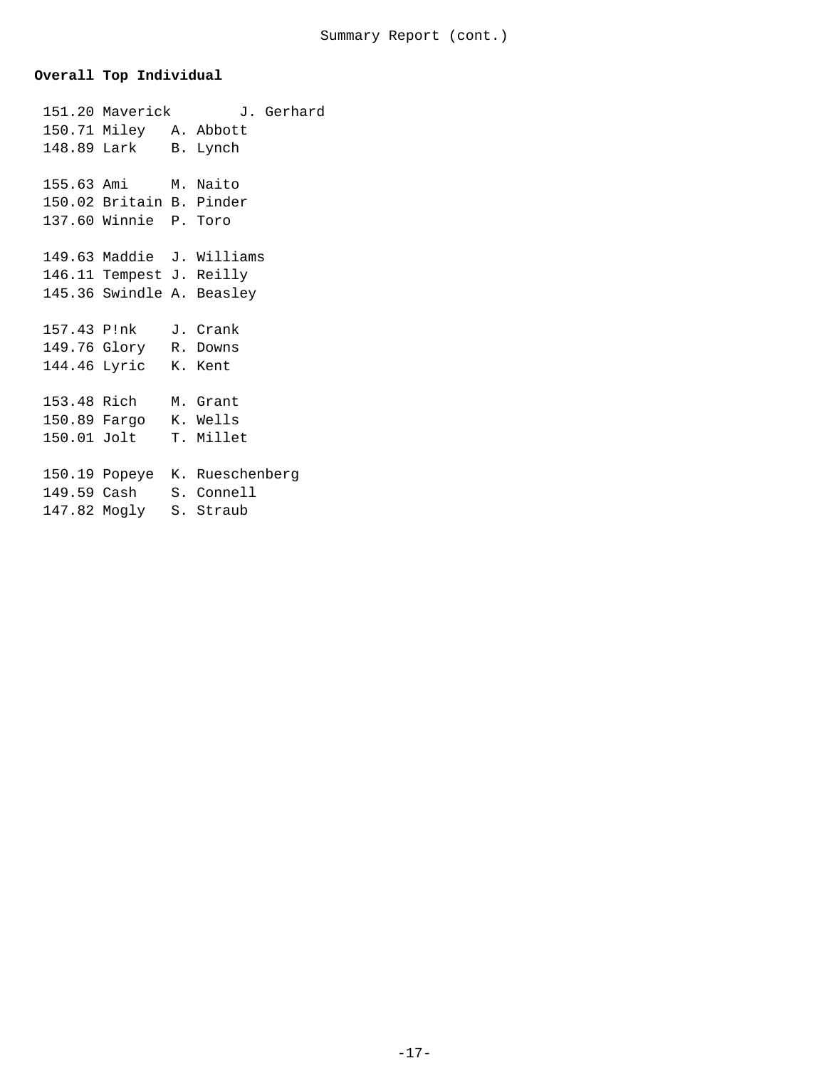**Overall Top Individual**

| | | |
|---|---|---|
| 151.20 | Maverick | J. Gerhard |
| 150.71 | Miley | A. Abbott |
| 148.89 | Lark | B. Lynch |
| | | |
| 155.63 | Ami | M. Naito |
| 150.02 | Britain | B. Pinder |
| 137.60 | Winnie | P. Toro |
| | | |
| 149.63 | Maddie | J. Williams |
| 146.11 | Tempest | J. Reilly |
| 145.36 | Swindle | A. Beasley |
| | | |
| 157.43 | P!nk | J. Crank |
| 149.76 | Glory | R. Downs |
| 144.46 | Lyric | K. Kent |
| | | |
| 153.48 | Rich | M. Grant |
| 150.89 | Fargo | K. Wells |
| 150.01 | Jolt | T. Millet |
| | | |
| 150.19 | Popeye | K. Rueschenberg |
| 149.59 | Cash | S. Connell |
| 147.82 | Mogly | S. Straub |